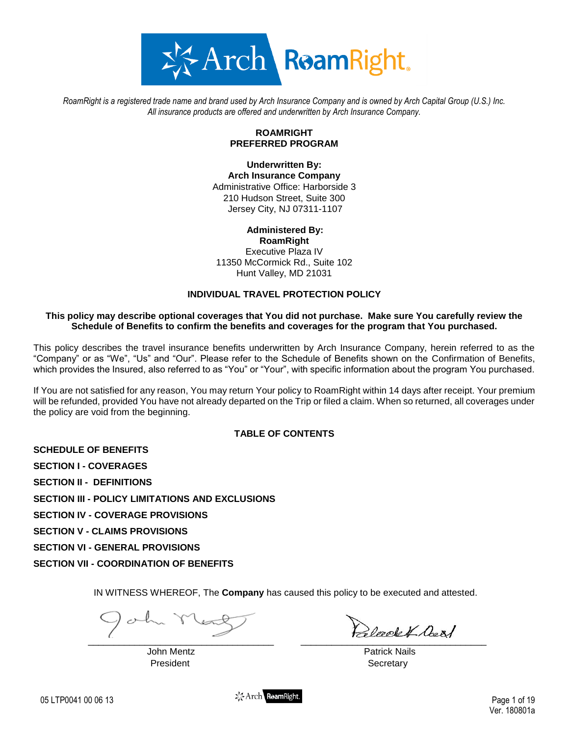*RoamRight is a registered trade name and brand used by Arch Insurance Company and is owned by Arch Capital Group (U.S.) Inc. All insurance products are offered and underwritten by Arch Insurance Company.*

# ROAMRIGHT PREFERRED PROGRAM

**Underwritten By:**
**Arch Insurance Company**
Administrative Office: Harborside 3
210 Hudson Street, Suite 300
Jersey City, NJ 07311-1107

**Administered By:**
**RoamRight**
Executive Plaza IV
11350 McCormick Rd., Suite 102
Hunt Valley, MD 21031

## INDIVIDUAL TRAVEL PROTECTION POLICY

**This policy may describe optional coverages that You did not purchase. Make sure You carefully review the Schedule of Benefits to confirm the benefits and coverages for the program that You purchased.**

This policy describes the travel insurance benefits underwritten by Arch Insurance Company, herein referred to as the "Company" or as "We", "Us" and "Our". Please refer to the Schedule of Benefits shown on the Confirmation of Benefits, which provides the Insured, also referred to as "You" or "Your", with specific information about the program You purchased.

If You are not satisfied for any reason, You may return Your policy to RoamRight within 14 days after receipt. Your premium will be refunded, provided You have not already departed on the Trip or filed a claim. When so returned, all coverages under the policy are void from the beginning.

## TABLE OF CONTENTS

**SCHEDULE OF BENEFITS**

**SECTION I - COVERAGES**

**SECTION II - DEFINITIONS**

**SECTION III - POLICY LIMITATIONS AND EXCLUSIONS**

**SECTION IV - COVERAGE PROVISIONS**

**SECTION V - CLAIMS PROVISIONS**

**SECTION VI - GENERAL PROVISIONS**

**SECTION VII - COORDINATION OF BENEFITS**

IN WITNESS WHEREOF, The **Company** has caused this policy to be executed and attested.

John Mentz
President

Patrick Nails
Secretary

05 LTP0041 00 06 13

Ver. 180801a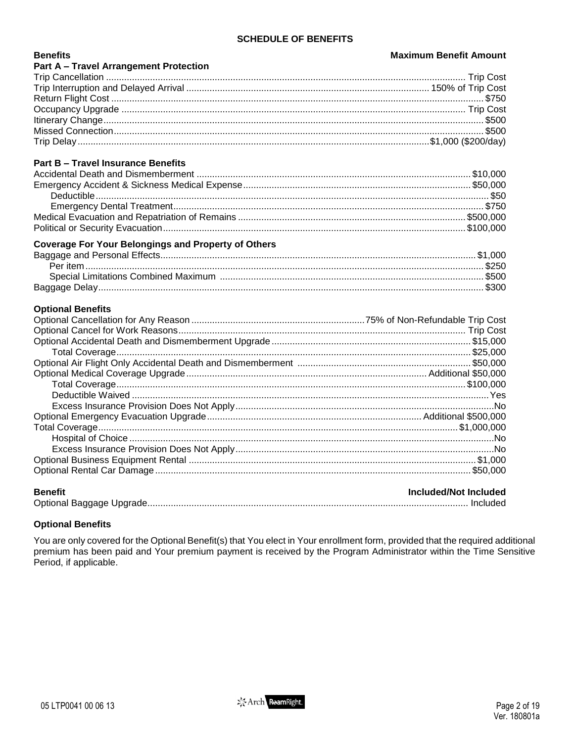## SCHEDULE OF BENEFITS

| Benefits | Maximum Benefit Amount |
|---|---|
| **Part A – Travel Arrangement Protection** | |
| Trip Cancellation | Trip Cost |
| Trip Interruption and Delayed Arrival | 150% of Trip Cost |
| Return Flight Cost | $750 |
| Occupancy Upgrade | Trip Cost |
| Itinerary Change | $500 |
| Missed Connection | $500 |
| Trip Delay | $1,000 ($200/day) |
| **Part B – Travel Insurance Benefits** | |
| Accidental Death and Dismemberment | $10,000 |
| Emergency Accident & Sickness Medical Expense | $50,000 |
| Deductible | $50 |
| Emergency Dental Treatment | $750 |
| Medical Evacuation and Repatriation of Remains | $500,000 |
| Political or Security Evacuation | $100,000 |
| **Coverage For Your Belongings and Property of Others** | |
| Baggage and Personal Effects | $1,000 |
| Per item | $250 |
| Special Limitations Combined Maximum | $500 |
| Baggage Delay | $300 |
| **Optional Benefits** | |
| Optional Cancellation for Any Reason | 75% of Non-Refundable Trip Cost |
| Optional Cancel for Work Reasons | Trip Cost |
| Optional Accidental Death and Dismemberment Upgrade | $15,000 |
| Total Coverage | $25,000 |
| Optional Air Flight Only Accidental Death and Dismemberment | $50,000 |
| Optional Medical Coverage Upgrade | Additional $50,000 |
| Total Coverage | $100,000 |
| Deductible Waived | Yes |
| Excess Insurance Provision Does Not Apply | No |
| Optional Emergency Evacuation Upgrade | Additional $500,000 |
| Total Coverage | $1,000,000 |
| Hospital of Choice | No |
| Excess Insurance Provision Does Not Apply | No |
| Optional Business Equipment Rental | $1,000 |
| Optional Rental Car Damage | $50,000 |

| Benefit | Included/Not Included |
|---|---|
| Optional Baggage Upgrade | Included |

**Optional Benefits**

You are only covered for the Optional Benefit(s) that You elect in Your enrollment form, provided that the required additional premium has been paid and Your premium payment is received by the Program Administrator within the Time Sensitive Period, if applicable.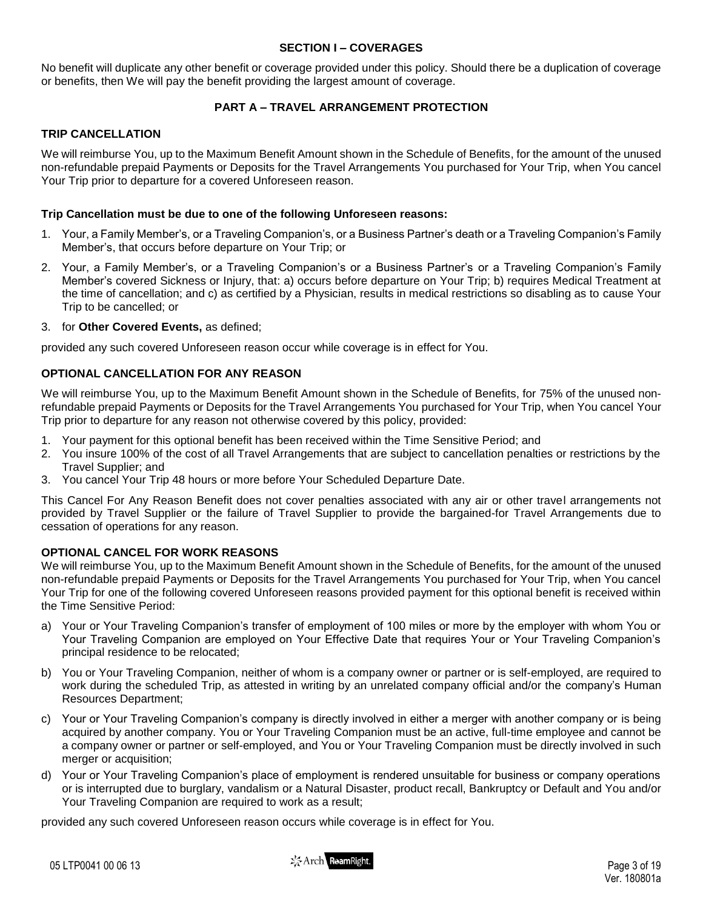## SECTION I – COVERAGES

No benefit will duplicate any other benefit or coverage provided under this policy. Should there be a duplication of coverage or benefits, then We will pay the benefit providing the largest amount of coverage.

### PART A – TRAVEL ARRANGEMENT PROTECTION

**TRIP CANCELLATION**

We will reimburse You, up to the Maximum Benefit Amount shown in the Schedule of Benefits, for the amount of the unused non-refundable prepaid Payments or Deposits for the Travel Arrangements You purchased for Your Trip, when You cancel Your Trip prior to departure for a covered Unforeseen reason.

**Trip Cancellation must be due to one of the following Unforeseen reasons:**

1. Your, a Family Member's, or a Traveling Companion's, or a Business Partner's death or a Traveling Companion's Family Member's, that occurs before departure on Your Trip; or
2. Your, a Family Member's, or a Traveling Companion's or a Business Partner's or a Traveling Companion's Family Member's covered Sickness or Injury, that: a) occurs before departure on Your Trip; b) requires Medical Treatment at the time of cancellation; and c) as certified by a Physician, results in medical restrictions so disabling as to cause Your Trip to be cancelled; or
3. for **Other Covered Events,** as defined;

provided any such covered Unforeseen reason occur while coverage is in effect for You.

**OPTIONAL CANCELLATION FOR ANY REASON**

We will reimburse You, up to the Maximum Benefit Amount shown in the Schedule of Benefits, for 75% of the unused non-refundable prepaid Payments or Deposits for the Travel Arrangements You purchased for Your Trip, when You cancel Your Trip prior to departure for any reason not otherwise covered by this policy, provided:

1. Your payment for this optional benefit has been received within the Time Sensitive Period; and
2. You insure 100% of the cost of all Travel Arrangements that are subject to cancellation penalties or restrictions by the Travel Supplier; and
3. You cancel Your Trip 48 hours or more before Your Scheduled Departure Date.

This Cancel For Any Reason Benefit does not cover penalties associated with any air or other travel arrangements not provided by Travel Supplier or the failure of Travel Supplier to provide the bargained-for Travel Arrangements due to cessation of operations for any reason.

**OPTIONAL CANCEL FOR WORK REASONS**

We will reimburse You, up to the Maximum Benefit Amount shown in the Schedule of Benefits, for the amount of the unused non-refundable prepaid Payments or Deposits for the Travel Arrangements You purchased for Your Trip, when You cancel Your Trip for one of the following covered Unforeseen reasons provided payment for this optional benefit is received within the Time Sensitive Period:

a) Your or Your Traveling Companion's transfer of employment of 100 miles or more by the employer with whom You or Your Traveling Companion are employed on Your Effective Date that requires Your or Your Traveling Companion's principal residence to be relocated;

b) You or Your Traveling Companion, neither of whom is a company owner or partner or is self-employed, are required to work during the scheduled Trip, as attested in writing by an unrelated company official and/or the company's Human Resources Department;

c) Your or Your Traveling Companion's company is directly involved in either a merger with another company or is being acquired by another company. You or Your Traveling Companion must be an active, full-time employee and cannot be a company owner or partner or self-employed, and You or Your Traveling Companion must be directly involved in such merger or acquisition;

d) Your or Your Traveling Companion's place of employment is rendered unsuitable for business or company operations or is interrupted due to burglary, vandalism or a Natural Disaster, product recall, Bankruptcy or Default and You and/or Your Traveling Companion are required to work as a result;

provided any such covered Unforeseen reason occurs while coverage is in effect for You.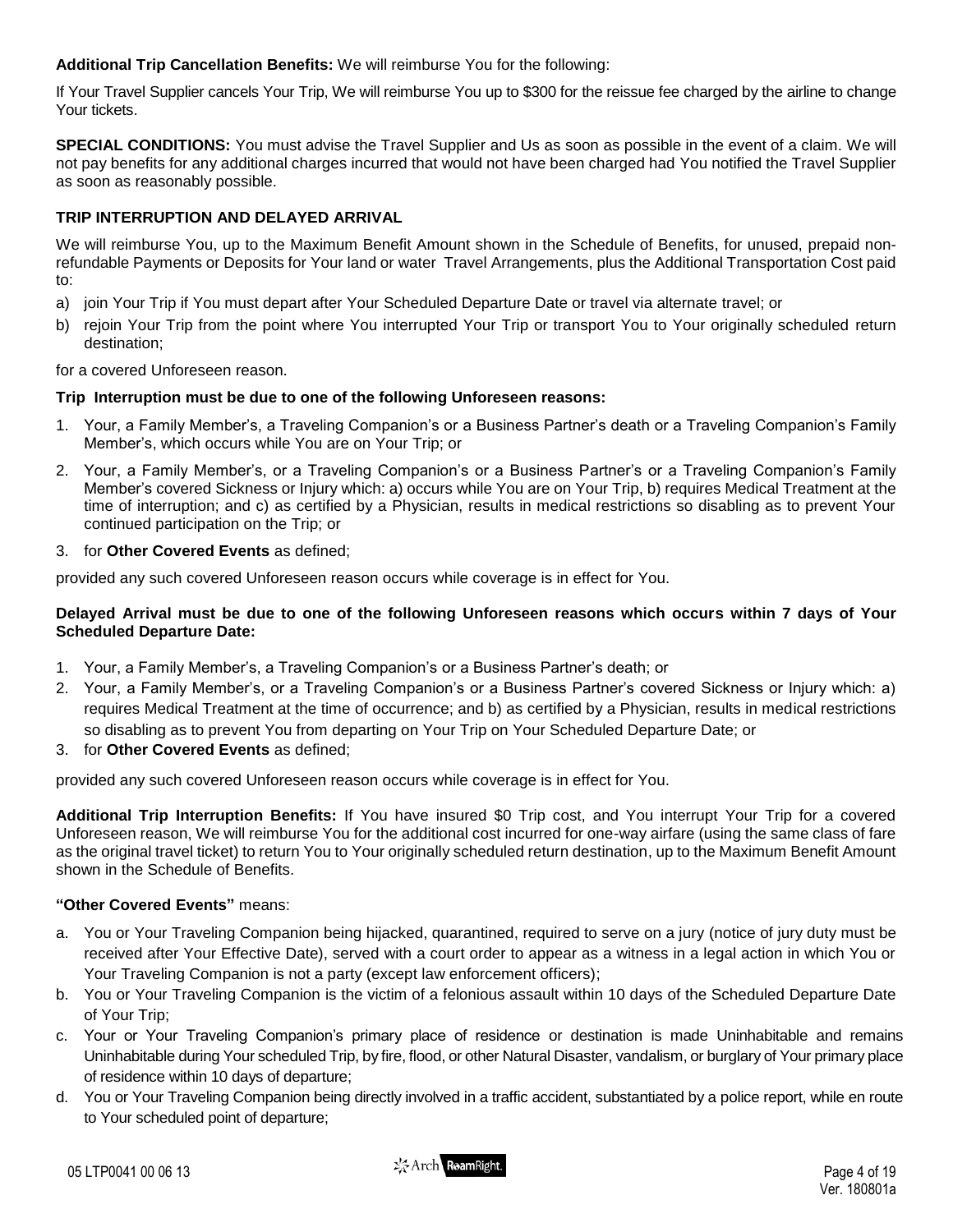**Additional Trip Cancellation Benefits:** We will reimburse You for the following:

If Your Travel Supplier cancels Your Trip, We will reimburse You up to $300 for the reissue fee charged by the airline to change Your tickets.

**SPECIAL CONDITIONS:** You must advise the Travel Supplier and Us as soon as possible in the event of a claim. We will not pay benefits for any additional charges incurred that would not have been charged had You notified the Travel Supplier as soon as reasonably possible.

**TRIP INTERRUPTION AND DELAYED ARRIVAL**

We will reimburse You, up to the Maximum Benefit Amount shown in the Schedule of Benefits, for unused, prepaid non-refundable Payments or Deposits for Your land or water Travel Arrangements, plus the Additional Transportation Cost paid to:

a) join Your Trip if You must depart after Your Scheduled Departure Date or travel via alternate travel; or
b) rejoin Your Trip from the point where You interrupted Your Trip or transport You to Your originally scheduled return destination;

for a covered Unforeseen reason.

**Trip Interruption must be due to one of the following Unforeseen reasons:**

1. Your, a Family Member's, a Traveling Companion's or a Business Partner's death or a Traveling Companion's Family Member's, which occurs while You are on Your Trip; or
2. Your, a Family Member's, or a Traveling Companion's or a Business Partner's or a Traveling Companion's Family Member's covered Sickness or Injury which: a) occurs while You are on Your Trip, b) requires Medical Treatment at the time of interruption; and c) as certified by a Physician, results in medical restrictions so disabling as to prevent Your continued participation on the Trip; or
3. for **Other Covered Events** as defined;

provided any such covered Unforeseen reason occurs while coverage is in effect for You.

**Delayed Arrival must be due to one of the following Unforeseen reasons which occurs within 7 days of Your Scheduled Departure Date:**

1. Your, a Family Member's, a Traveling Companion's or a Business Partner's death; or
2. Your, a Family Member's, or a Traveling Companion's or a Business Partner's covered Sickness or Injury which: a) requires Medical Treatment at the time of occurrence; and b) as certified by a Physician, results in medical restrictions so disabling as to prevent You from departing on Your Trip on Your Scheduled Departure Date; or
3. for **Other Covered Events** as defined;

provided any such covered Unforeseen reason occurs while coverage is in effect for You.

**Additional Trip Interruption Benefits:** If You have insured $0 Trip cost, and You interrupt Your Trip for a covered Unforeseen reason, We will reimburse You for the additional cost incurred for one-way airfare (using the same class of fare as the original travel ticket) to return You to Your originally scheduled return destination, up to the Maximum Benefit Amount shown in the Schedule of Benefits.

**"Other Covered Events"** means:

a. You or Your Traveling Companion being hijacked, quarantined, required to serve on a jury (notice of jury duty must be received after Your Effective Date), served with a court order to appear as a witness in a legal action in which You or Your Traveling Companion is not a party (except law enforcement officers);
b. You or Your Traveling Companion is the victim of a felonious assault within 10 days of the Scheduled Departure Date of Your Trip;
c. Your or Your Traveling Companion's primary place of residence or destination is made Uninhabitable and remains Uninhabitable during Your scheduled Trip, by fire, flood, or other Natural Disaster, vandalism, or burglary of Your primary place of residence within 10 days of departure;
d. You or Your Traveling Companion being directly involved in a traffic accident, substantiated by a police report, while en route to Your scheduled point of departure;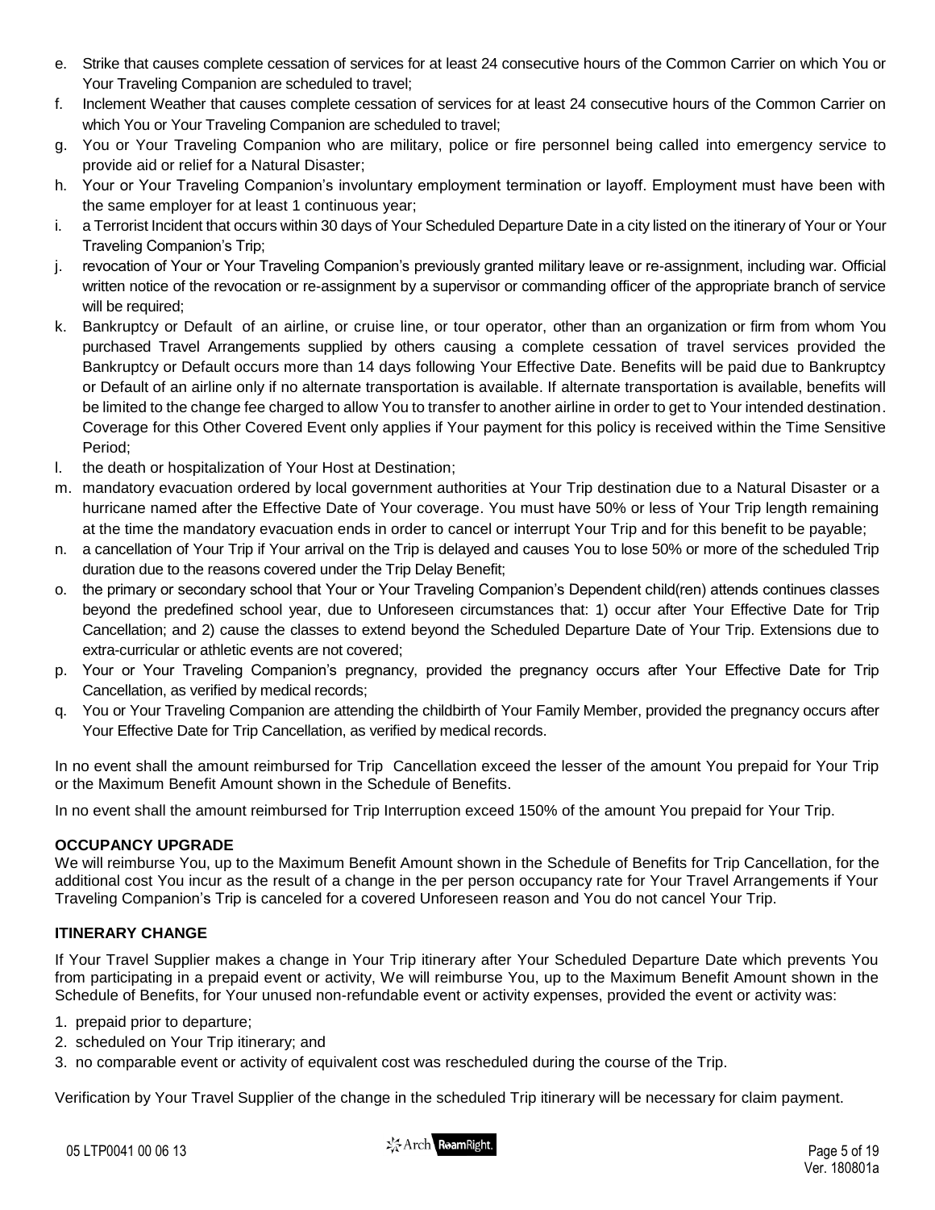e. Strike that causes complete cessation of services for at least 24 consecutive hours of the Common Carrier on which You or Your Traveling Companion are scheduled to travel;
f. Inclement Weather that causes complete cessation of services for at least 24 consecutive hours of the Common Carrier on which You or Your Traveling Companion are scheduled to travel;
g. You or Your Traveling Companion who are military, police or fire personnel being called into emergency service to provide aid or relief for a Natural Disaster;
h. Your or Your Traveling Companion's involuntary employment termination or layoff. Employment must have been with the same employer for at least 1 continuous year;
i. a Terrorist Incident that occurs within 30 days of Your Scheduled Departure Date in a city listed on the itinerary of Your or Your Traveling Companion's Trip;
j. revocation of Your or Your Traveling Companion's previously granted military leave or re-assignment, including war. Official written notice of the revocation or re-assignment by a supervisor or commanding officer of the appropriate branch of service will be required;
k. Bankruptcy or Default of an airline, or cruise line, or tour operator, other than an organization or firm from whom You purchased Travel Arrangements supplied by others causing a complete cessation of travel services provided the Bankruptcy or Default occurs more than 14 days following Your Effective Date. Benefits will be paid due to Bankruptcy or Default of an airline only if no alternate transportation is available. If alternate transportation is available, benefits will be limited to the change fee charged to allow You to transfer to another airline in order to get to Your intended destination. Coverage for this Other Covered Event only applies if Your payment for this policy is received within the Time Sensitive Period;
l. the death or hospitalization of Your Host at Destination;
m. mandatory evacuation ordered by local government authorities at Your Trip destination due to a Natural Disaster or a hurricane named after the Effective Date of Your coverage. You must have 50% or less of Your Trip length remaining at the time the mandatory evacuation ends in order to cancel or interrupt Your Trip and for this benefit to be payable;
n. a cancellation of Your Trip if Your arrival on the Trip is delayed and causes You to lose 50% or more of the scheduled Trip duration due to the reasons covered under the Trip Delay Benefit;
o. the primary or secondary school that Your or Your Traveling Companion's Dependent child(ren) attends continues classes beyond the predefined school year, due to Unforeseen circumstances that: 1) occur after Your Effective Date for Trip Cancellation; and 2) cause the classes to extend beyond the Scheduled Departure Date of Your Trip. Extensions due to extra-curricular or athletic events are not covered;
p. Your or Your Traveling Companion's pregnancy, provided the pregnancy occurs after Your Effective Date for Trip Cancellation, as verified by medical records;
q. You or Your Traveling Companion are attending the childbirth of Your Family Member, provided the pregnancy occurs after Your Effective Date for Trip Cancellation, as verified by medical records.

In no event shall the amount reimbursed for Trip Cancellation exceed the lesser of the amount You prepaid for Your Trip or the Maximum Benefit Amount shown in the Schedule of Benefits.

In no event shall the amount reimbursed for Trip Interruption exceed 150% of the amount You prepaid for Your Trip.

**OCCUPANCY UPGRADE**

We will reimburse You, up to the Maximum Benefit Amount shown in the Schedule of Benefits for Trip Cancellation, for the additional cost You incur as the result of a change in the per person occupancy rate for Your Travel Arrangements if Your Traveling Companion's Trip is canceled for a covered Unforeseen reason and You do not cancel Your Trip.

**ITINERARY CHANGE**

If Your Travel Supplier makes a change in Your Trip itinerary after Your Scheduled Departure Date which prevents You from participating in a prepaid event or activity, We will reimburse You, up to the Maximum Benefit Amount shown in the Schedule of Benefits, for Your unused non-refundable event or activity expenses, provided the event or activity was:

1. prepaid prior to departure;
2. scheduled on Your Trip itinerary; and
3. no comparable event or activity of equivalent cost was rescheduled during the course of the Trip.

Verification by Your Travel Supplier of the change in the scheduled Trip itinerary will be necessary for claim payment.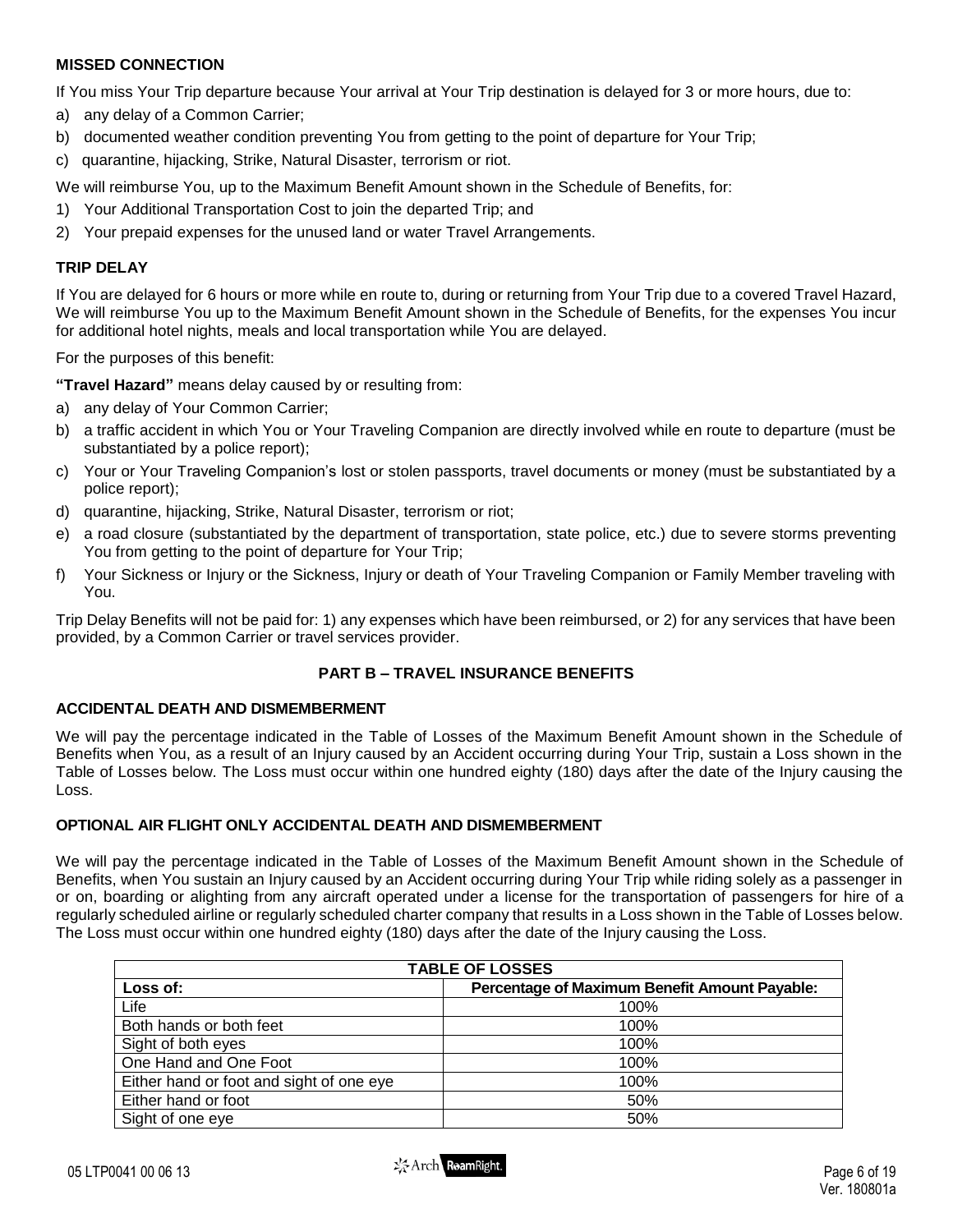### MISSED CONNECTION

If You miss Your Trip departure because Your arrival at Your Trip destination is delayed for 3 or more hours, due to:

a) any delay of a Common Carrier;
b) documented weather condition preventing You from getting to the point of departure for Your Trip;
c) quarantine, hijacking, Strike, Natural Disaster, terrorism or riot.

We will reimburse You, up to the Maximum Benefit Amount shown in the Schedule of Benefits, for:

1) Your Additional Transportation Cost to join the departed Trip; and
2) Your prepaid expenses for the unused land or water Travel Arrangements.

### TRIP DELAY

If You are delayed for 6 hours or more while en route to, during or returning from Your Trip due to a covered Travel Hazard, We will reimburse You up to the Maximum Benefit Amount shown in the Schedule of Benefits, for the expenses You incur for additional hotel nights, meals and local transportation while You are delayed.

For the purposes of this benefit:

**"Travel Hazard"** means delay caused by or resulting from:

a) any delay of Your Common Carrier;
b) a traffic accident in which You or Your Traveling Companion are directly involved while en route to departure (must be substantiated by a police report);
c) Your or Your Traveling Companion's lost or stolen passports, travel documents or money (must be substantiated by a police report);
d) quarantine, hijacking, Strike, Natural Disaster, terrorism or riot;
e) a road closure (substantiated by the department of transportation, state police, etc.) due to severe storms preventing You from getting to the point of departure for Your Trip;
f) Your Sickness or Injury or the Sickness, Injury or death of Your Traveling Companion or Family Member traveling with You.

Trip Delay Benefits will not be paid for: 1) any expenses which have been reimbursed, or 2) for any services that have been provided, by a Common Carrier or travel services provider.

## PART B – TRAVEL INSURANCE BENEFITS

### ACCIDENTAL DEATH AND DISMEMBERMENT

We will pay the percentage indicated in the Table of Losses of the Maximum Benefit Amount shown in the Schedule of Benefits when You, as a result of an Injury caused by an Accident occurring during Your Trip, sustain a Loss shown in the Table of Losses below. The Loss must occur within one hundred eighty (180) days after the date of the Injury causing the Loss.

### OPTIONAL AIR FLIGHT ONLY ACCIDENTAL DEATH AND DISMEMBERMENT

We will pay the percentage indicated in the Table of Losses of the Maximum Benefit Amount shown in the Schedule of Benefits, when You sustain an Injury caused by an Accident occurring during Your Trip while riding solely as a passenger in or on, boarding or alighting from any aircraft operated under a license for the transportation of passengers for hire of a regularly scheduled airline or regularly scheduled charter company that results in a Loss shown in the Table of Losses below. The Loss must occur within one hundred eighty (180) days after the date of the Injury causing the Loss.

| TABLE OF LOSSES | |
|---|---|
| **Loss of:** | **Percentage of Maximum Benefit Amount Payable:** |
| Life | 100% |
| Both hands or both feet | 100% |
| Sight of both eyes | 100% |
| One Hand and One Foot | 100% |
| Either hand or foot and sight of one eye | 100% |
| Either hand or foot | 50% |
| Sight of one eye | 50% |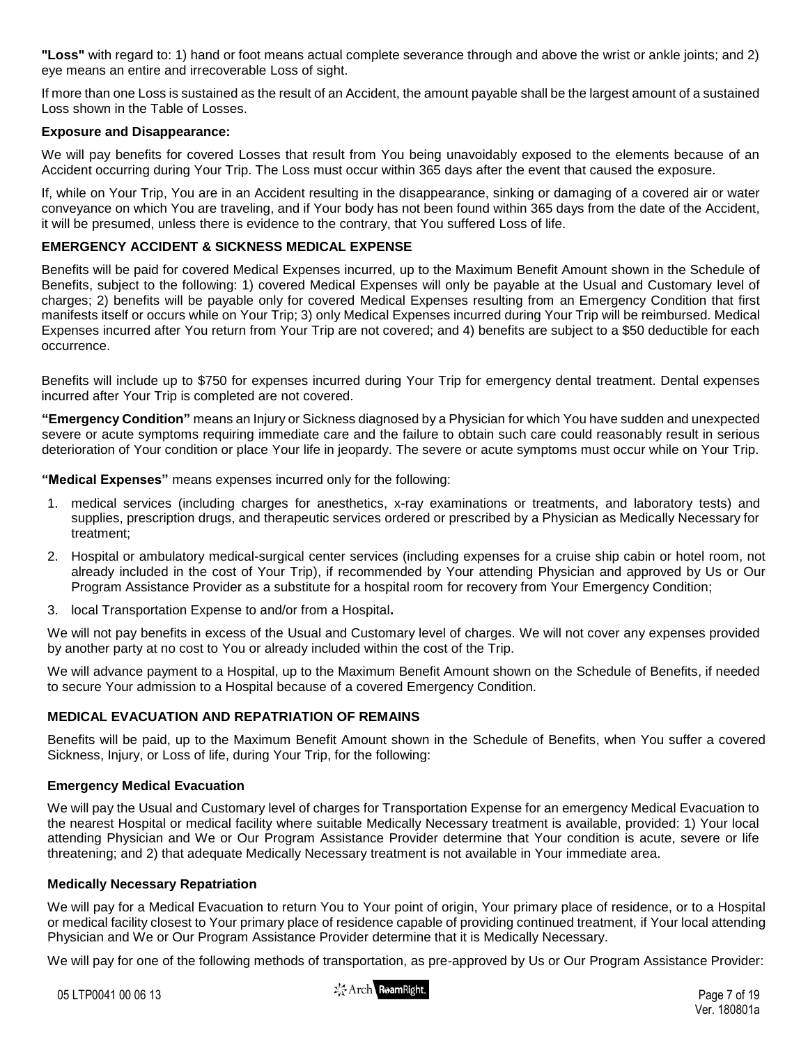**"Loss"** with regard to: 1) hand or foot means actual complete severance through and above the wrist or ankle joints; and 2) eye means an entire and irrecoverable Loss of sight.

If more than one Loss is sustained as the result of an Accident, the amount payable shall be the largest amount of a sustained Loss shown in the Table of Losses.

**Exposure and Disappearance:**

We will pay benefits for covered Losses that result from You being unavoidably exposed to the elements because of an Accident occurring during Your Trip. The Loss must occur within 365 days after the event that caused the exposure.

If, while on Your Trip, You are in an Accident resulting in the disappearance, sinking or damaging of a covered air or water conveyance on which You are traveling, and if Your body has not been found within 365 days from the date of the Accident, it will be presumed, unless there is evidence to the contrary, that You suffered Loss of life.

## EMERGENCY ACCIDENT & SICKNESS MEDICAL EXPENSE

Benefits will be paid for covered Medical Expenses incurred, up to the Maximum Benefit Amount shown in the Schedule of Benefits, subject to the following: 1) covered Medical Expenses will only be payable at the Usual and Customary level of charges; 2) benefits will be payable only for covered Medical Expenses resulting from an Emergency Condition that first manifests itself or occurs while on Your Trip; 3) only Medical Expenses incurred during Your Trip will be reimbursed. Medical Expenses incurred after You return from Your Trip are not covered; and 4) benefits are subject to a $50 deductible for each occurrence.

Benefits will include up to $750 for expenses incurred during Your Trip for emergency dental treatment. Dental expenses incurred after Your Trip is completed are not covered.

**"Emergency Condition"** means an Injury or Sickness diagnosed by a Physician for which You have sudden and unexpected severe or acute symptoms requiring immediate care and the failure to obtain such care could reasonably result in serious deterioration of Your condition or place Your life in jeopardy. The severe or acute symptoms must occur while on Your Trip.

**"Medical Expenses"** means expenses incurred only for the following:

1. medical services (including charges for anesthetics, x-ray examinations or treatments, and laboratory tests) and supplies, prescription drugs, and therapeutic services ordered or prescribed by a Physician as Medically Necessary for treatment;
2. Hospital or ambulatory medical-surgical center services (including expenses for a cruise ship cabin or hotel room, not already included in the cost of Your Trip), if recommended by Your attending Physician and approved by Us or Our Program Assistance Provider as a substitute for a hospital room for recovery from Your Emergency Condition;
3. local Transportation Expense to and/or from a Hospital**.**

We will not pay benefits in excess of the Usual and Customary level of charges. We will not cover any expenses provided by another party at no cost to You or already included within the cost of the Trip.

We will advance payment to a Hospital, up to the Maximum Benefit Amount shown on the Schedule of Benefits, if needed to secure Your admission to a Hospital because of a covered Emergency Condition.

## MEDICAL EVACUATION AND REPATRIATION OF REMAINS

Benefits will be paid, up to the Maximum Benefit Amount shown in the Schedule of Benefits, when You suffer a covered Sickness, Injury, or Loss of life, during Your Trip, for the following:

### Emergency Medical Evacuation

We will pay the Usual and Customary level of charges for Transportation Expense for an emergency Medical Evacuation to the nearest Hospital or medical facility where suitable Medically Necessary treatment is available, provided: 1) Your local attending Physician and We or Our Program Assistance Provider determine that Your condition is acute, severe or life threatening; and 2) that adequate Medically Necessary treatment is not available in Your immediate area.

### Medically Necessary Repatriation

We will pay for a Medical Evacuation to return You to Your point of origin, Your primary place of residence, or to a Hospital or medical facility closest to Your primary place of residence capable of providing continued treatment, if Your local attending Physician and We or Our Program Assistance Provider determine that it is Medically Necessary.

We will pay for one of the following methods of transportation, as pre-approved by Us or Our Program Assistance Provider: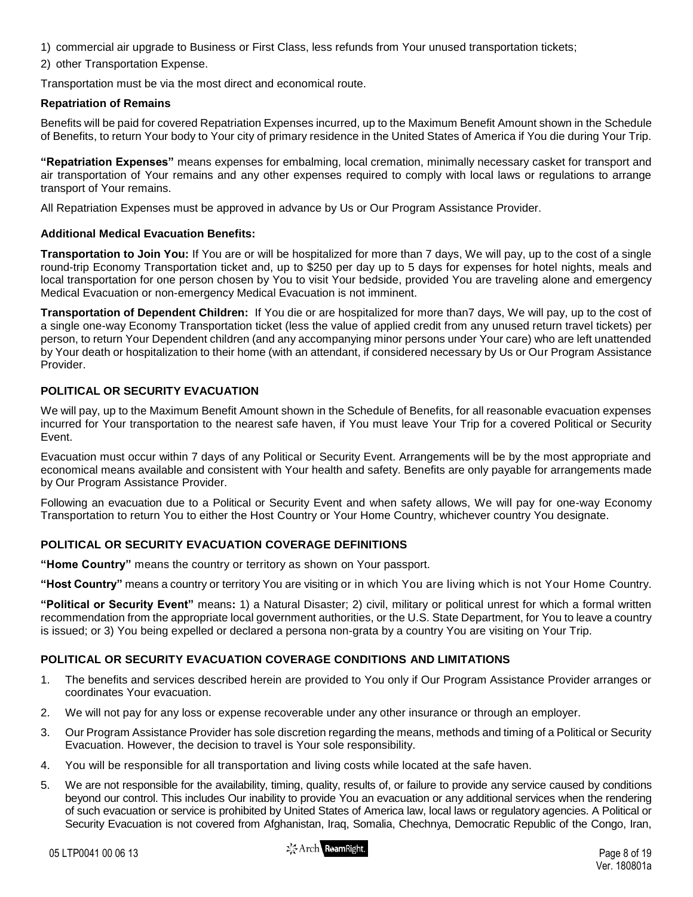1) commercial air upgrade to Business or First Class, less refunds from Your unused transportation tickets;
2) other Transportation Expense.

Transportation must be via the most direct and economical route.

**Repatriation of Remains**

Benefits will be paid for covered Repatriation Expenses incurred, up to the Maximum Benefit Amount shown in the Schedule of Benefits, to return Your body to Your city of primary residence in the United States of America if You die during Your Trip.

**"Repatriation Expenses"** means expenses for embalming, local cremation, minimally necessary casket for transport and air transportation of Your remains and any other expenses required to comply with local laws or regulations to arrange transport of Your remains.

All Repatriation Expenses must be approved in advance by Us or Our Program Assistance Provider.

**Additional Medical Evacuation Benefits:**

**Transportation to Join You:** If You are or will be hospitalized for more than 7 days, We will pay, up to the cost of a single round-trip Economy Transportation ticket and, up to $250 per day up to 5 days for expenses for hotel nights, meals and local transportation for one person chosen by You to visit Your bedside, provided You are traveling alone and emergency Medical Evacuation or non-emergency Medical Evacuation is not imminent.

**Transportation of Dependent Children:** If You die or are hospitalized for more than7 days, We will pay, up to the cost of a single one-way Economy Transportation ticket (less the value of applied credit from any unused return travel tickets) per person, to return Your Dependent children (and any accompanying minor persons under Your care) who are left unattended by Your death or hospitalization to their home (with an attendant, if considered necessary by Us or Our Program Assistance Provider.

### POLITICAL OR SECURITY EVACUATION

We will pay, up to the Maximum Benefit Amount shown in the Schedule of Benefits, for all reasonable evacuation expenses incurred for Your transportation to the nearest safe haven, if You must leave Your Trip for a covered Political or Security Event.

Evacuation must occur within 7 days of any Political or Security Event. Arrangements will be by the most appropriate and economical means available and consistent with Your health and safety. Benefits are only payable for arrangements made by Our Program Assistance Provider.

Following an evacuation due to a Political or Security Event and when safety allows, We will pay for one-way Economy Transportation to return You to either the Host Country or Your Home Country, whichever country You designate.

### POLITICAL OR SECURITY EVACUATION COVERAGE DEFINITIONS

**"Home Country"** means the country or territory as shown on Your passport.

**"Host Country"** means a country or territory You are visiting or in which You are living which is not Your Home Country.

**"Political or Security Event"** means**:** 1) a Natural Disaster; 2) civil, military or political unrest for which a formal written recommendation from the appropriate local government authorities, or the U.S. State Department, for You to leave a country is issued; or 3) You being expelled or declared a persona non-grata by a country You are visiting on Your Trip.

### POLITICAL OR SECURITY EVACUATION COVERAGE CONDITIONS AND LIMITATIONS

1. The benefits and services described herein are provided to You only if Our Program Assistance Provider arranges or coordinates Your evacuation.
2. We will not pay for any loss or expense recoverable under any other insurance or through an employer.
3. Our Program Assistance Provider has sole discretion regarding the means, methods and timing of a Political or Security Evacuation. However, the decision to travel is Your sole responsibility.
4. You will be responsible for all transportation and living costs while located at the safe haven.
5. We are not responsible for the availability, timing, quality, results of, or failure to provide any service caused by conditions beyond our control. This includes Our inability to provide You an evacuation or any additional services when the rendering of such evacuation or service is prohibited by United States of America law, local laws or regulatory agencies. A Political or Security Evacuation is not covered from Afghanistan, Iraq, Somalia, Chechnya, Democratic Republic of the Congo, Iran,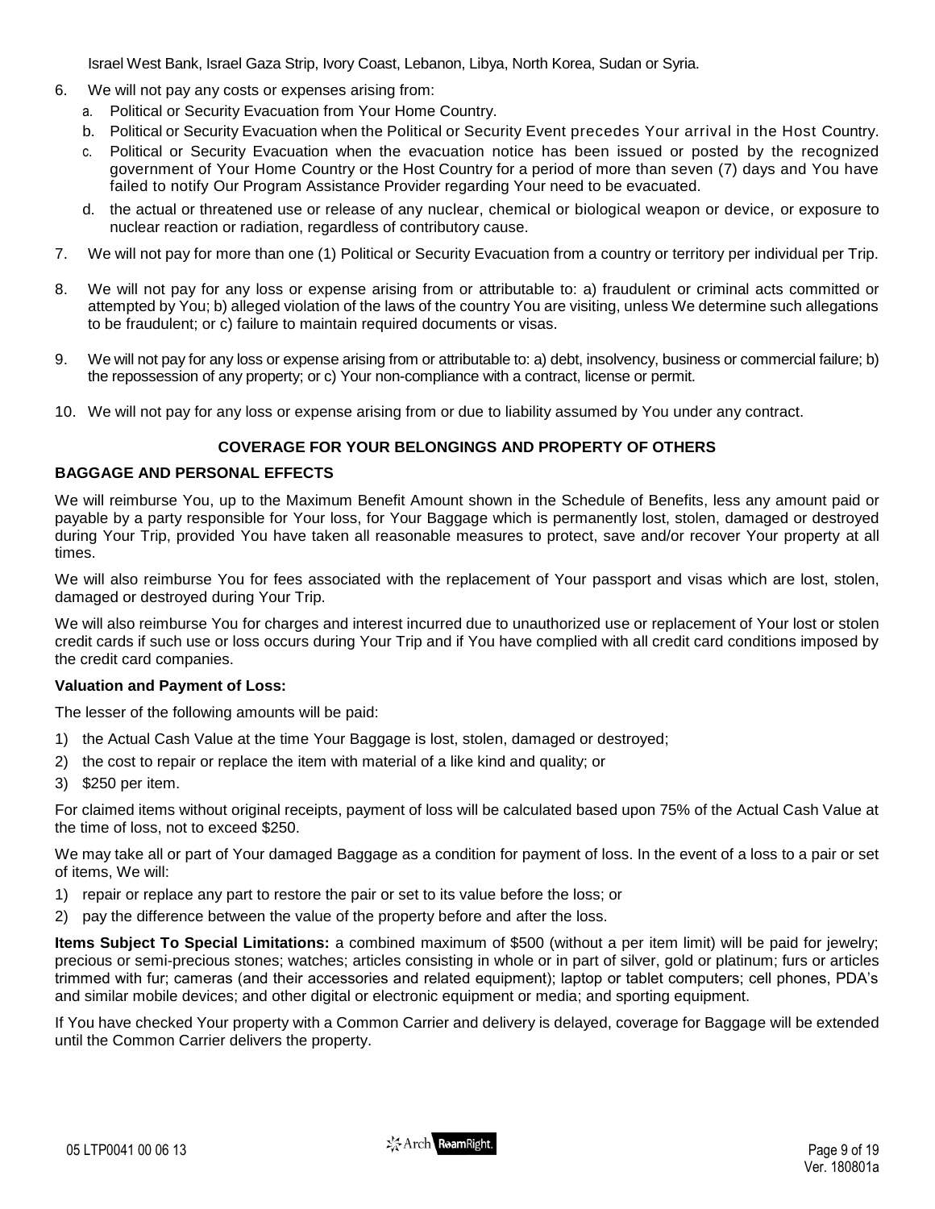Israel West Bank, Israel Gaza Strip, Ivory Coast, Lebanon, Libya, North Korea, Sudan or Syria.

6. We will not pay any costs or expenses arising from:
   a. Political or Security Evacuation from Your Home Country.
   b. Political or Security Evacuation when the Political or Security Event precedes Your arrival in the Host Country.
   c. Political or Security Evacuation when the evacuation notice has been issued or posted by the recognized government of Your Home Country or the Host Country for a period of more than seven (7) days and You have failed to notify Our Program Assistance Provider regarding Your need to be evacuated.
   d. the actual or threatened use or release of any nuclear, chemical or biological weapon or device, or exposure to nuclear reaction or radiation, regardless of contributory cause.
7. We will not pay for more than one (1) Political or Security Evacuation from a country or territory per individual per Trip.
8. We will not pay for any loss or expense arising from or attributable to: a) fraudulent or criminal acts committed or attempted by You; b) alleged violation of the laws of the country You are visiting, unless We determine such allegations to be fraudulent; or c) failure to maintain required documents or visas.
9. We will not pay for any loss or expense arising from or attributable to: a) debt, insolvency, business or commercial failure; b) the repossession of any property; or c) Your non-compliance with a contract, license or permit.
10. We will not pay for any loss or expense arising from or due to liability assumed by You under any contract.

## COVERAGE FOR YOUR BELONGINGS AND PROPERTY OF OTHERS

### BAGGAGE AND PERSONAL EFFECTS

We will reimburse You, up to the Maximum Benefit Amount shown in the Schedule of Benefits, less any amount paid or payable by a party responsible for Your loss, for Your Baggage which is permanently lost, stolen, damaged or destroyed during Your Trip, provided You have taken all reasonable measures to protect, save and/or recover Your property at all times.

We will also reimburse You for fees associated with the replacement of Your passport and visas which are lost, stolen, damaged or destroyed during Your Trip.

We will also reimburse You for charges and interest incurred due to unauthorized use or replacement of Your lost or stolen credit cards if such use or loss occurs during Your Trip and if You have complied with all credit card conditions imposed by the credit card companies.

**Valuation and Payment of Loss:**

The lesser of the following amounts will be paid:

1) the Actual Cash Value at the time Your Baggage is lost, stolen, damaged or destroyed;
2) the cost to repair or replace the item with material of a like kind and quality; or
3) $250 per item.

For claimed items without original receipts, payment of loss will be calculated based upon 75% of the Actual Cash Value at the time of loss, not to exceed $250.

We may take all or part of Your damaged Baggage as a condition for payment of loss. In the event of a loss to a pair or set of items, We will:

1) repair or replace any part to restore the pair or set to its value before the loss; or
2) pay the difference between the value of the property before and after the loss.

**Items Subject To Special Limitations:** a combined maximum of $500 (without a per item limit) will be paid for jewelry; precious or semi-precious stones; watches; articles consisting in whole or in part of silver, gold or platinum; furs or articles trimmed with fur; cameras (and their accessories and related equipment); laptop or tablet computers; cell phones, PDA's and similar mobile devices; and other digital or electronic equipment or media; and sporting equipment.

If You have checked Your property with a Common Carrier and delivery is delayed, coverage for Baggage will be extended until the Common Carrier delivers the property.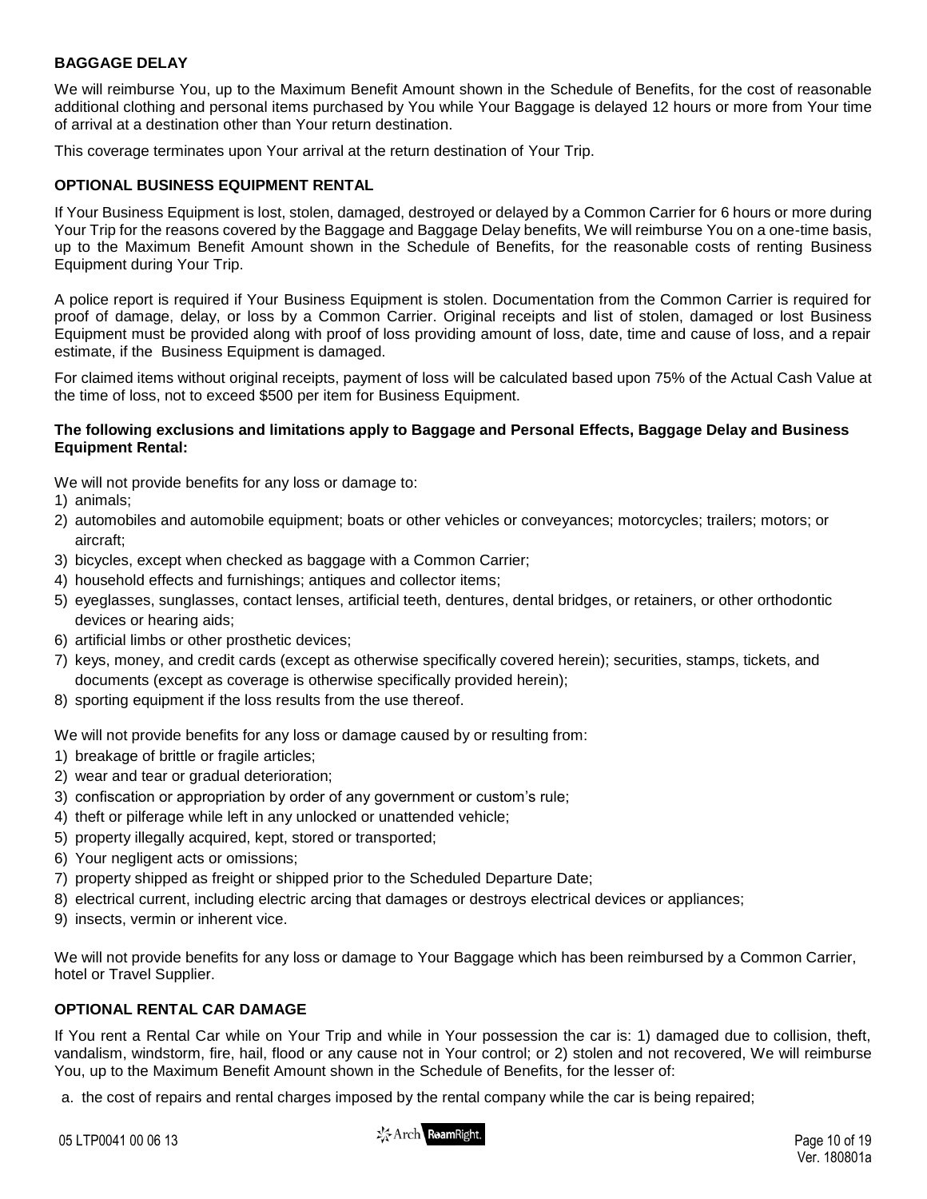## BAGGAGE DELAY

We will reimburse You, up to the Maximum Benefit Amount shown in the Schedule of Benefits, for the cost of reasonable additional clothing and personal items purchased by You while Your Baggage is delayed 12 hours or more from Your time of arrival at a destination other than Your return destination.

This coverage terminates upon Your arrival at the return destination of Your Trip.

## OPTIONAL BUSINESS EQUIPMENT RENTAL

If Your Business Equipment is lost, stolen, damaged, destroyed or delayed by a Common Carrier for 6 hours or more during Your Trip for the reasons covered by the Baggage and Baggage Delay benefits, We will reimburse You on a one-time basis, up to the Maximum Benefit Amount shown in the Schedule of Benefits, for the reasonable costs of renting Business Equipment during Your Trip.

A police report is required if Your Business Equipment is stolen. Documentation from the Common Carrier is required for proof of damage, delay, or loss by a Common Carrier. Original receipts and list of stolen, damaged or lost Business Equipment must be provided along with proof of loss providing amount of loss, date, time and cause of loss, and a repair estimate, if the Business Equipment is damaged.

For claimed items without original receipts, payment of loss will be calculated based upon 75% of the Actual Cash Value at the time of loss, not to exceed $500 per item for Business Equipment.

**The following exclusions and limitations apply to Baggage and Personal Effects, Baggage Delay and Business Equipment Rental:**

We will not provide benefits for any loss or damage to:

1) animals;
2) automobiles and automobile equipment; boats or other vehicles or conveyances; motorcycles; trailers; motors; or aircraft;
3) bicycles, except when checked as baggage with a Common Carrier;
4) household effects and furnishings; antiques and collector items;
5) eyeglasses, sunglasses, contact lenses, artificial teeth, dentures, dental bridges, or retainers, or other orthodontic devices or hearing aids;
6) artificial limbs or other prosthetic devices;
7) keys, money, and credit cards (except as otherwise specifically covered herein); securities, stamps, tickets, and documents (except as coverage is otherwise specifically provided herein);
8) sporting equipment if the loss results from the use thereof.

We will not provide benefits for any loss or damage caused by or resulting from:

1) breakage of brittle or fragile articles;
2) wear and tear or gradual deterioration;
3) confiscation or appropriation by order of any government or custom's rule;
4) theft or pilferage while left in any unlocked or unattended vehicle;
5) property illegally acquired, kept, stored or transported;
6) Your negligent acts or omissions;
7) property shipped as freight or shipped prior to the Scheduled Departure Date;
8) electrical current, including electric arcing that damages or destroys electrical devices or appliances;
9) insects, vermin or inherent vice.

We will not provide benefits for any loss or damage to Your Baggage which has been reimbursed by a Common Carrier, hotel or Travel Supplier.

## OPTIONAL RENTAL CAR DAMAGE

If You rent a Rental Car while on Your Trip and while in Your possession the car is: 1) damaged due to collision, theft, vandalism, windstorm, fire, hail, flood or any cause not in Your control; or 2) stolen and not recovered, We will reimburse You, up to the Maximum Benefit Amount shown in the Schedule of Benefits, for the lesser of:

a. the cost of repairs and rental charges imposed by the rental company while the car is being repaired;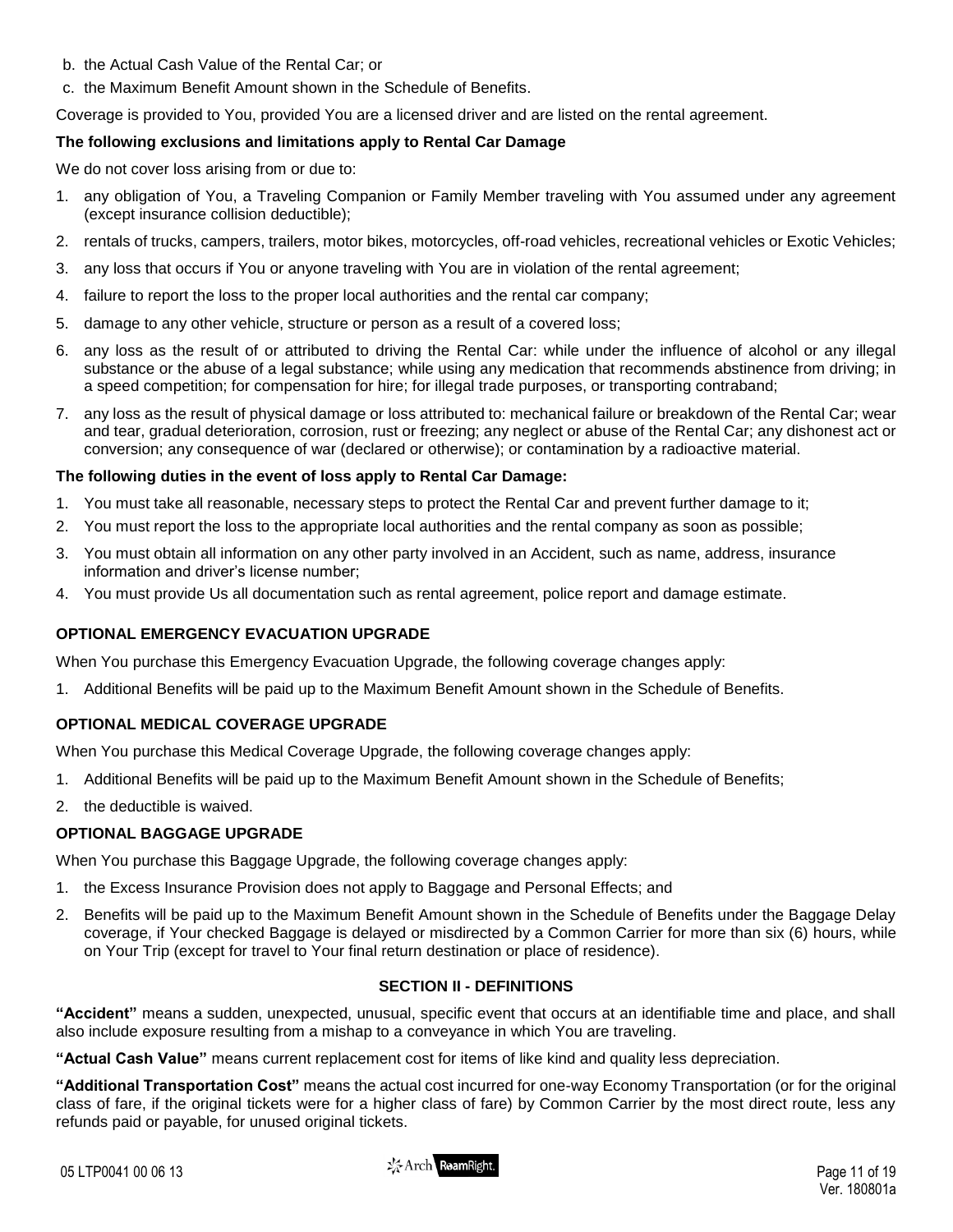b. the Actual Cash Value of the Rental Car; or
c. the Maximum Benefit Amount shown in the Schedule of Benefits.

Coverage is provided to You, provided You are a licensed driver and are listed on the rental agreement.

**The following exclusions and limitations apply to Rental Car Damage**

We do not cover loss arising from or due to:

1. any obligation of You, a Traveling Companion or Family Member traveling with You assumed under any agreement (except insurance collision deductible);
2. rentals of trucks, campers, trailers, motor bikes, motorcycles, off-road vehicles, recreational vehicles or Exotic Vehicles;
3. any loss that occurs if You or anyone traveling with You are in violation of the rental agreement;
4. failure to report the loss to the proper local authorities and the rental car company;
5. damage to any other vehicle, structure or person as a result of a covered loss;
6. any loss as the result of or attributed to driving the Rental Car: while under the influence of alcohol or any illegal substance or the abuse of a legal substance; while using any medication that recommends abstinence from driving; in a speed competition; for compensation for hire; for illegal trade purposes, or transporting contraband;
7. any loss as the result of physical damage or loss attributed to: mechanical failure or breakdown of the Rental Car; wear and tear, gradual deterioration, corrosion, rust or freezing; any neglect or abuse of the Rental Car; any dishonest act or conversion; any consequence of war (declared or otherwise); or contamination by a radioactive material.

**The following duties in the event of loss apply to Rental Car Damage:**

1. You must take all reasonable, necessary steps to protect the Rental Car and prevent further damage to it;
2. You must report the loss to the appropriate local authorities and the rental company as soon as possible;
3. You must obtain all information on any other party involved in an Accident, such as name, address, insurance information and driver's license number;
4. You must provide Us all documentation such as rental agreement, police report and damage estimate.

### OPTIONAL EMERGENCY EVACUATION UPGRADE

When You purchase this Emergency Evacuation Upgrade, the following coverage changes apply:

1. Additional Benefits will be paid up to the Maximum Benefit Amount shown in the Schedule of Benefits.

### OPTIONAL MEDICAL COVERAGE UPGRADE

When You purchase this Medical Coverage Upgrade, the following coverage changes apply:

1. Additional Benefits will be paid up to the Maximum Benefit Amount shown in the Schedule of Benefits;
2. the deductible is waived.

### OPTIONAL BAGGAGE UPGRADE

When You purchase this Baggage Upgrade, the following coverage changes apply:

1. the Excess Insurance Provision does not apply to Baggage and Personal Effects; and
2. Benefits will be paid up to the Maximum Benefit Amount shown in the Schedule of Benefits under the Baggage Delay coverage, if Your checked Baggage is delayed or misdirected by a Common Carrier for more than six (6) hours, while on Your Trip (except for travel to Your final return destination or place of residence).

## SECTION II - DEFINITIONS

**"Accident"** means a sudden, unexpected, unusual, specific event that occurs at an identifiable time and place, and shall also include exposure resulting from a mishap to a conveyance in which You are traveling.

**"Actual Cash Value"** means current replacement cost for items of like kind and quality less depreciation.

**"Additional Transportation Cost"** means the actual cost incurred for one-way Economy Transportation (or for the original class of fare, if the original tickets were for a higher class of fare) by Common Carrier by the most direct route, less any refunds paid or payable, for unused original tickets.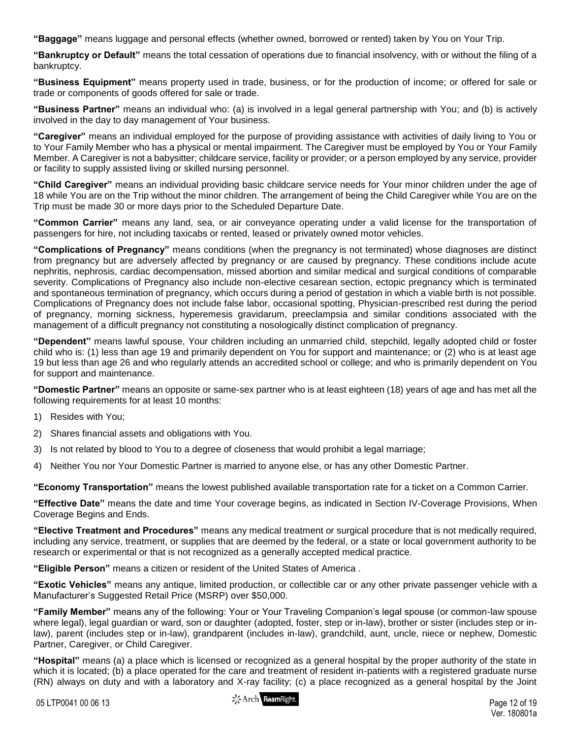**"Baggage"** means luggage and personal effects (whether owned, borrowed or rented) taken by You on Your Trip.

**"Bankruptcy or Default"** means the total cessation of operations due to financial insolvency, with or without the filing of a bankruptcy.

**"Business Equipment"** means property used in trade, business, or for the production of income; or offered for sale or trade or components of goods offered for sale or trade.

**"Business Partner"** means an individual who: (a) is involved in a legal general partnership with You; and (b) is actively involved in the day to day management of Your business.

**"Caregiver"** means an individual employed for the purpose of providing assistance with activities of daily living to You or to Your Family Member who has a physical or mental impairment. The Caregiver must be employed by You or Your Family Member. A Caregiver is not a babysitter; childcare service, facility or provider; or a person employed by any service, provider or facility to supply assisted living or skilled nursing personnel.

**"Child Caregiver"** means an individual providing basic childcare service needs for Your minor children under the age of 18 while You are on the Trip without the minor children. The arrangement of being the Child Caregiver while You are on the Trip must be made 30 or more days prior to the Scheduled Departure Date.

**"Common Carrier"** means any land, sea, or air conveyance operating under a valid license for the transportation of passengers for hire, not including taxicabs or rented, leased or privately owned motor vehicles.

**"Complications of Pregnancy"** means conditions (when the pregnancy is not terminated) whose diagnoses are distinct from pregnancy but are adversely affected by pregnancy or are caused by pregnancy. These conditions include acute nephritis, nephrosis, cardiac decompensation, missed abortion and similar medical and surgical conditions of comparable severity. Complications of Pregnancy also include non-elective cesarean section, ectopic pregnancy which is terminated and spontaneous termination of pregnancy, which occurs during a period of gestation in which a viable birth is not possible. Complications of Pregnancy does not include false labor, occasional spotting, Physician-prescribed rest during the period of pregnancy, morning sickness, hyperemesis gravidarum, preeclampsia and similar conditions associated with the management of a difficult pregnancy not constituting a nosologically distinct complication of pregnancy.

**"Dependent"** means lawful spouse, Your children including an unmarried child, stepchild, legally adopted child or foster child who is: (1) less than age 19 and primarily dependent on You for support and maintenance; or (2) who is at least age 19 but less than age 26 and who regularly attends an accredited school or college; and who is primarily dependent on You for support and maintenance.

**"Domestic Partner"** means an opposite or same-sex partner who is at least eighteen (18) years of age and has met all the following requirements for at least 10 months:

1) Resides with You;
2) Shares financial assets and obligations with You.
3) Is not related by blood to You to a degree of closeness that would prohibit a legal marriage;
4) Neither You nor Your Domestic Partner is married to anyone else, or has any other Domestic Partner.

**"Economy Transportation"** means the lowest published available transportation rate for a ticket on a Common Carrier.

**"Effective Date"** means the date and time Your coverage begins, as indicated in Section IV-Coverage Provisions, When Coverage Begins and Ends.

**"Elective Treatment and Procedures"** means any medical treatment or surgical procedure that is not medically required, including any service, treatment, or supplies that are deemed by the federal, or a state or local government authority to be research or experimental or that is not recognized as a generally accepted medical practice.

**"Eligible Person"** means a citizen or resident of the United States of America .

**"Exotic Vehicles"** means any antique, limited production, or collectible car or any other private passenger vehicle with a Manufacturer's Suggested Retail Price (MSRP) over $50,000.

**"Family Member"** means any of the following: Your or Your Traveling Companion's legal spouse (or common-law spouse where legal), legal guardian or ward, son or daughter (adopted, foster, step or in-law), brother or sister (includes step or in-law), parent (includes step or in-law), grandparent (includes in-law), grandchild, aunt, uncle, niece or nephew, Domestic Partner, Caregiver, or Child Caregiver.

**"Hospital"** means (a) a place which is licensed or recognized as a general hospital by the proper authority of the state in which it is located; (b) a place operated for the care and treatment of resident in-patients with a registered graduate nurse (RN) always on duty and with a laboratory and X-ray facility; (c) a place recognized as a general hospital by the Joint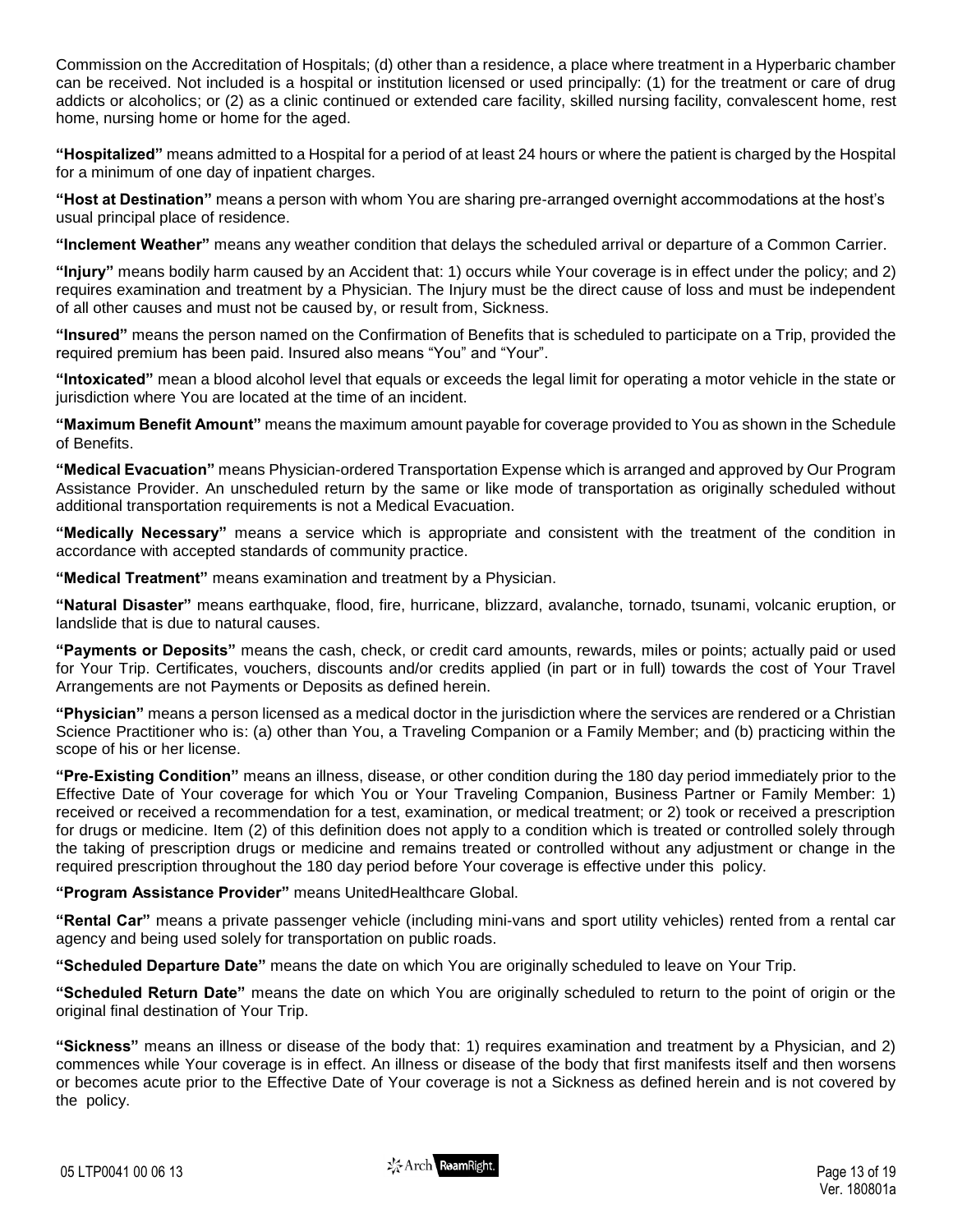Commission on the Accreditation of Hospitals; (d) other than a residence, a place where treatment in a Hyperbaric chamber can be received. Not included is a hospital or institution licensed or used principally: (1) for the treatment or care of drug addicts or alcoholics; or (2) as a clinic continued or extended care facility, skilled nursing facility, convalescent home, rest home, nursing home or home for the aged.

**"Hospitalized"** means admitted to a Hospital for a period of at least 24 hours or where the patient is charged by the Hospital for a minimum of one day of inpatient charges.

**"Host at Destination"** means a person with whom You are sharing pre-arranged overnight accommodations at the host's usual principal place of residence.

**"Inclement Weather"** means any weather condition that delays the scheduled arrival or departure of a Common Carrier.

**"Injury"** means bodily harm caused by an Accident that: 1) occurs while Your coverage is in effect under the policy; and 2) requires examination and treatment by a Physician. The Injury must be the direct cause of loss and must be independent of all other causes and must not be caused by, or result from, Sickness.

**"Insured"** means the person named on the Confirmation of Benefits that is scheduled to participate on a Trip, provided the required premium has been paid. Insured also means "You" and "Your".

**"Intoxicated"** mean a blood alcohol level that equals or exceeds the legal limit for operating a motor vehicle in the state or jurisdiction where You are located at the time of an incident.

**"Maximum Benefit Amount"** means the maximum amount payable for coverage provided to You as shown in the Schedule of Benefits.

**"Medical Evacuation"** means Physician-ordered Transportation Expense which is arranged and approved by Our Program Assistance Provider. An unscheduled return by the same or like mode of transportation as originally scheduled without additional transportation requirements is not a Medical Evacuation.

**"Medically Necessary"** means a service which is appropriate and consistent with the treatment of the condition in accordance with accepted standards of community practice.

**"Medical Treatment"** means examination and treatment by a Physician.

**"Natural Disaster"** means earthquake, flood, fire, hurricane, blizzard, avalanche, tornado, tsunami, volcanic eruption, or landslide that is due to natural causes.

**"Payments or Deposits"** means the cash, check, or credit card amounts, rewards, miles or points; actually paid or used for Your Trip. Certificates, vouchers, discounts and/or credits applied (in part or in full) towards the cost of Your Travel Arrangements are not Payments or Deposits as defined herein.

**"Physician"** means a person licensed as a medical doctor in the jurisdiction where the services are rendered or a Christian Science Practitioner who is: (a) other than You, a Traveling Companion or a Family Member; and (b) practicing within the scope of his or her license.

**"Pre-Existing Condition"** means an illness, disease, or other condition during the 180 day period immediately prior to the Effective Date of Your coverage for which You or Your Traveling Companion, Business Partner or Family Member: 1) received or received a recommendation for a test, examination, or medical treatment; or 2) took or received a prescription for drugs or medicine. Item (2) of this definition does not apply to a condition which is treated or controlled solely through the taking of prescription drugs or medicine and remains treated or controlled without any adjustment or change in the required prescription throughout the 180 day period before Your coverage is effective under this policy.

**"Program Assistance Provider"** means UnitedHealthcare Global.

**"Rental Car"** means a private passenger vehicle (including mini-vans and sport utility vehicles) rented from a rental car agency and being used solely for transportation on public roads.

**"Scheduled Departure Date"** means the date on which You are originally scheduled to leave on Your Trip.

**"Scheduled Return Date"** means the date on which You are originally scheduled to return to the point of origin or the original final destination of Your Trip.

**"Sickness"** means an illness or disease of the body that: 1) requires examination and treatment by a Physician, and 2) commences while Your coverage is in effect. An illness or disease of the body that first manifests itself and then worsens or becomes acute prior to the Effective Date of Your coverage is not a Sickness as defined herein and is not covered by the policy.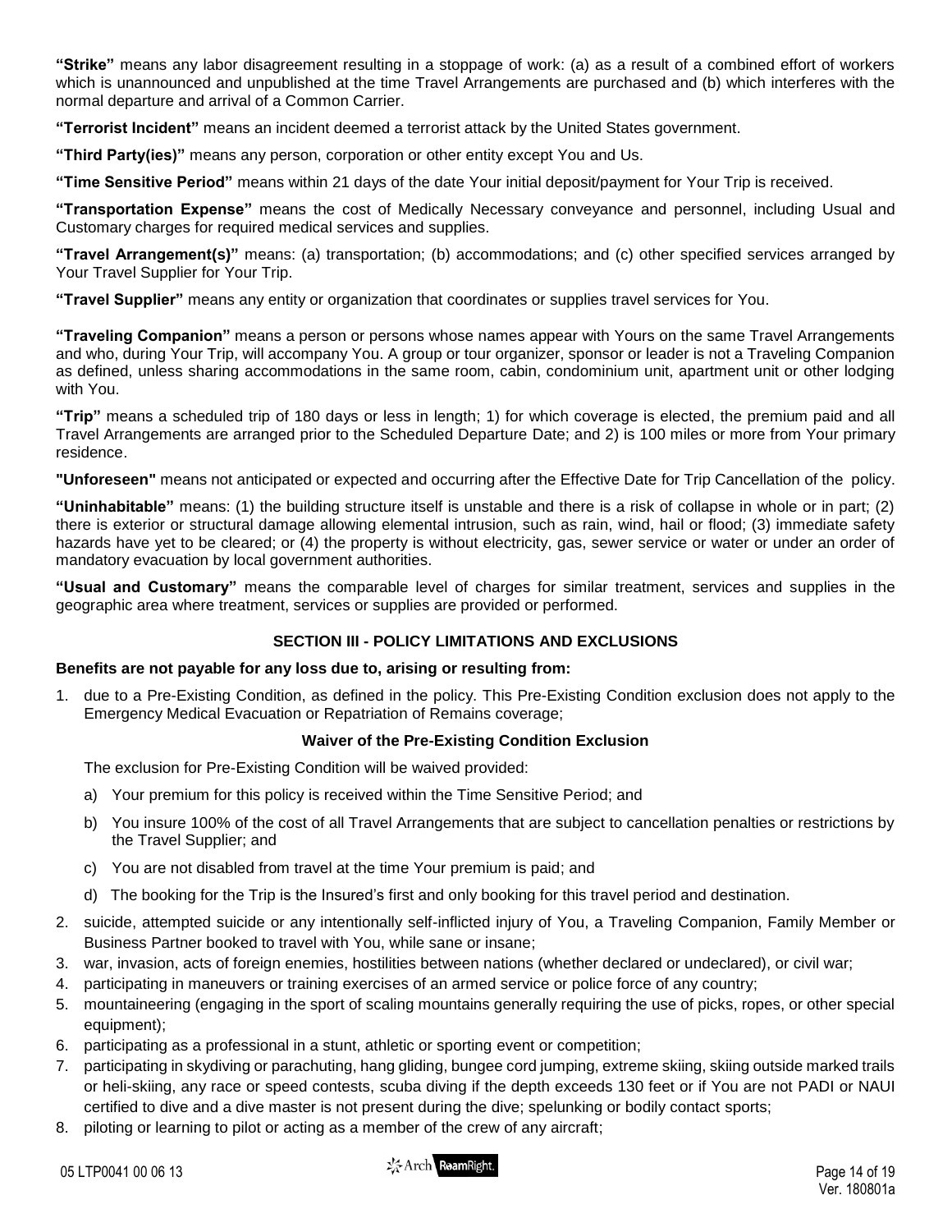**"Strike"** means any labor disagreement resulting in a stoppage of work: (a) as a result of a combined effort of workers which is unannounced and unpublished at the time Travel Arrangements are purchased and (b) which interferes with the normal departure and arrival of a Common Carrier.

**"Terrorist Incident"** means an incident deemed a terrorist attack by the United States government.

**"Third Party(ies)"** means any person, corporation or other entity except You and Us.

**"Time Sensitive Period"** means within 21 days of the date Your initial deposit/payment for Your Trip is received.

**"Transportation Expense"** means the cost of Medically Necessary conveyance and personnel, including Usual and Customary charges for required medical services and supplies.

**"Travel Arrangement(s)"** means: (a) transportation; (b) accommodations; and (c) other specified services arranged by Your Travel Supplier for Your Trip.

**"Travel Supplier"** means any entity or organization that coordinates or supplies travel services for You.

**"Traveling Companion"** means a person or persons whose names appear with Yours on the same Travel Arrangements and who, during Your Trip, will accompany You. A group or tour organizer, sponsor or leader is not a Traveling Companion as defined, unless sharing accommodations in the same room, cabin, condominium unit, apartment unit or other lodging with You.

**"Trip"** means a scheduled trip of 180 days or less in length; 1) for which coverage is elected, the premium paid and all Travel Arrangements are arranged prior to the Scheduled Departure Date; and 2) is 100 miles or more from Your primary residence.

**"Unforeseen"** means not anticipated or expected and occurring after the Effective Date for Trip Cancellation of the policy.

**"Uninhabitable"** means: (1) the building structure itself is unstable and there is a risk of collapse in whole or in part; (2) there is exterior or structural damage allowing elemental intrusion, such as rain, wind, hail or flood; (3) immediate safety hazards have yet to be cleared; or (4) the property is without electricity, gas, sewer service or water or under an order of mandatory evacuation by local government authorities.

**"Usual and Customary"** means the comparable level of charges for similar treatment, services and supplies in the geographic area where treatment, services or supplies are provided or performed.

## SECTION III - POLICY LIMITATIONS AND EXCLUSIONS

**Benefits are not payable for any loss due to, arising or resulting from:**

1. due to a Pre-Existing Condition, as defined in the policy. This Pre-Existing Condition exclusion does not apply to the Emergency Medical Evacuation or Repatriation of Remains coverage;

   **Waiver of the Pre-Existing Condition Exclusion**

   The exclusion for Pre-Existing Condition will be waived provided:

   a) Your premium for this policy is received within the Time Sensitive Period; and

   b) You insure 100% of the cost of all Travel Arrangements that are subject to cancellation penalties or restrictions by the Travel Supplier; and

   c) You are not disabled from travel at the time Your premium is paid; and

   d) The booking for the Trip is the Insured's first and only booking for this travel period and destination.

2. suicide, attempted suicide or any intentionally self-inflicted injury of You, a Traveling Companion, Family Member or Business Partner booked to travel with You, while sane or insane;
3. war, invasion, acts of foreign enemies, hostilities between nations (whether declared or undeclared), or civil war;
4. participating in maneuvers or training exercises of an armed service or police force of any country;
5. mountaineering (engaging in the sport of scaling mountains generally requiring the use of picks, ropes, or other special equipment);
6. participating as a professional in a stunt, athletic or sporting event or competition;
7. participating in skydiving or parachuting, hang gliding, bungee cord jumping, extreme skiing, skiing outside marked trails or heli-skiing, any race or speed contests, scuba diving if the depth exceeds 130 feet or if You are not PADI or NAUI certified to dive and a dive master is not present during the dive; spelunking or bodily contact sports;
8. piloting or learning to pilot or acting as a member of the crew of any aircraft;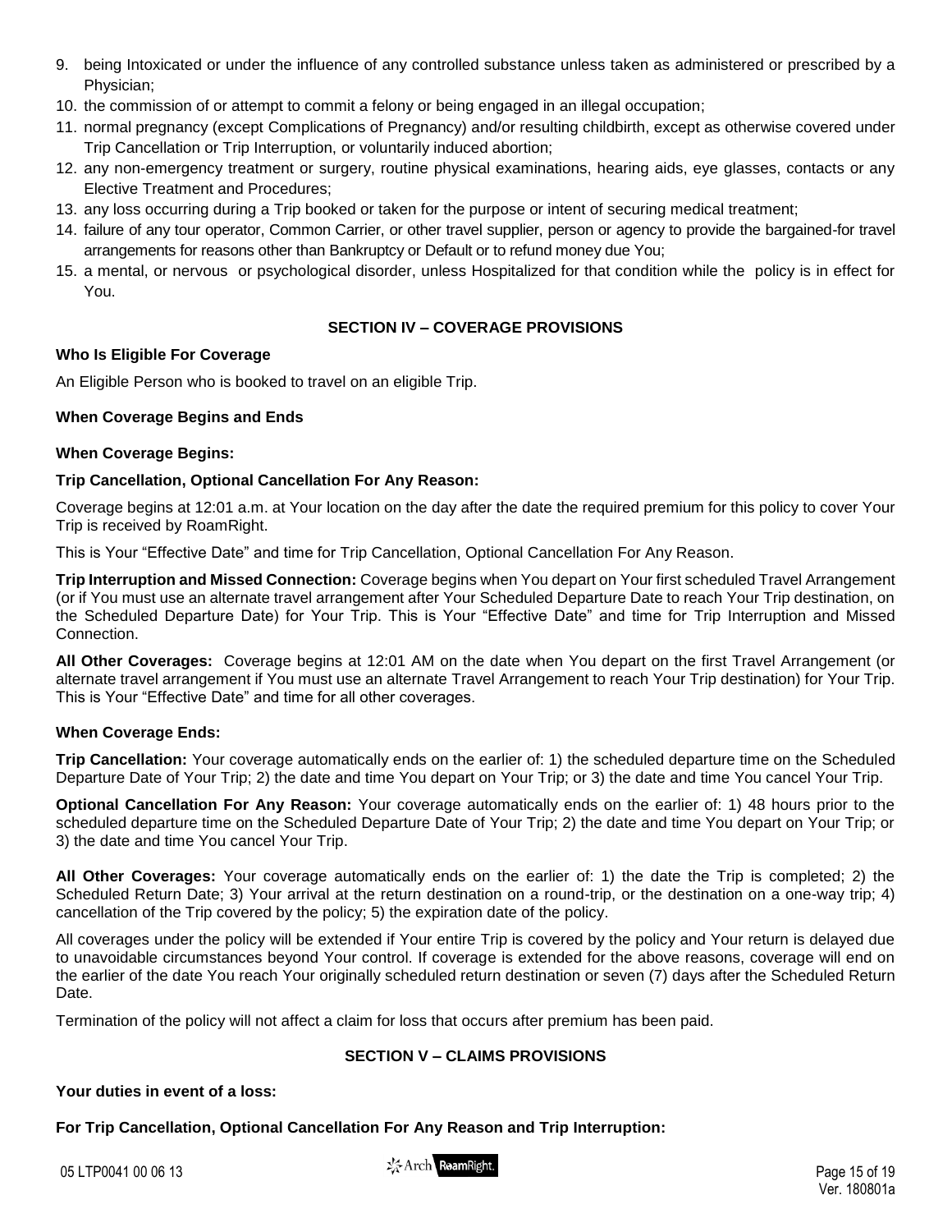9. being Intoxicated or under the influence of any controlled substance unless taken as administered or prescribed by a Physician;
10. the commission of or attempt to commit a felony or being engaged in an illegal occupation;
11. normal pregnancy (except Complications of Pregnancy) and/or resulting childbirth, except as otherwise covered under Trip Cancellation or Trip Interruption, or voluntarily induced abortion;
12. any non-emergency treatment or surgery, routine physical examinations, hearing aids, eye glasses, contacts or any Elective Treatment and Procedures;
13. any loss occurring during a Trip booked or taken for the purpose or intent of securing medical treatment;
14. failure of any tour operator, Common Carrier, or other travel supplier, person or agency to provide the bargained-for travel arrangements for reasons other than Bankruptcy or Default or to refund money due You;
15. a mental, or nervous or psychological disorder, unless Hospitalized for that condition while the policy is in effect for You.

## SECTION IV – COVERAGE PROVISIONS

**Who Is Eligible For Coverage**

An Eligible Person who is booked to travel on an eligible Trip.

**When Coverage Begins and Ends**

**When Coverage Begins:**

**Trip Cancellation, Optional Cancellation For Any Reason:**

Coverage begins at 12:01 a.m. at Your location on the day after the date the required premium for this policy to cover Your Trip is received by RoamRight.

This is Your "Effective Date" and time for Trip Cancellation, Optional Cancellation For Any Reason.

**Trip Interruption and Missed Connection:** Coverage begins when You depart on Your first scheduled Travel Arrangement (or if You must use an alternate travel arrangement after Your Scheduled Departure Date to reach Your Trip destination, on the Scheduled Departure Date) for Your Trip. This is Your "Effective Date" and time for Trip Interruption and Missed Connection.

**All Other Coverages:** Coverage begins at 12:01 AM on the date when You depart on the first Travel Arrangement (or alternate travel arrangement if You must use an alternate Travel Arrangement to reach Your Trip destination) for Your Trip. This is Your "Effective Date" and time for all other coverages.

**When Coverage Ends:**

**Trip Cancellation:** Your coverage automatically ends on the earlier of: 1) the scheduled departure time on the Scheduled Departure Date of Your Trip; 2) the date and time You depart on Your Trip; or 3) the date and time You cancel Your Trip.

**Optional Cancellation For Any Reason:** Your coverage automatically ends on the earlier of: 1) 48 hours prior to the scheduled departure time on the Scheduled Departure Date of Your Trip; 2) the date and time You depart on Your Trip; or 3) the date and time You cancel Your Trip.

**All Other Coverages:** Your coverage automatically ends on the earlier of: 1) the date the Trip is completed; 2) the Scheduled Return Date; 3) Your arrival at the return destination on a round-trip, or the destination on a one-way trip; 4) cancellation of the Trip covered by the policy; 5) the expiration date of the policy.

All coverages under the policy will be extended if Your entire Trip is covered by the policy and Your return is delayed due to unavoidable circumstances beyond Your control. If coverage is extended for the above reasons, coverage will end on the earlier of the date You reach Your originally scheduled return destination or seven (7) days after the Scheduled Return Date.

Termination of the policy will not affect a claim for loss that occurs after premium has been paid.

## SECTION V – CLAIMS PROVISIONS

**Your duties in event of a loss:**

**For Trip Cancellation, Optional Cancellation For Any Reason and Trip Interruption:**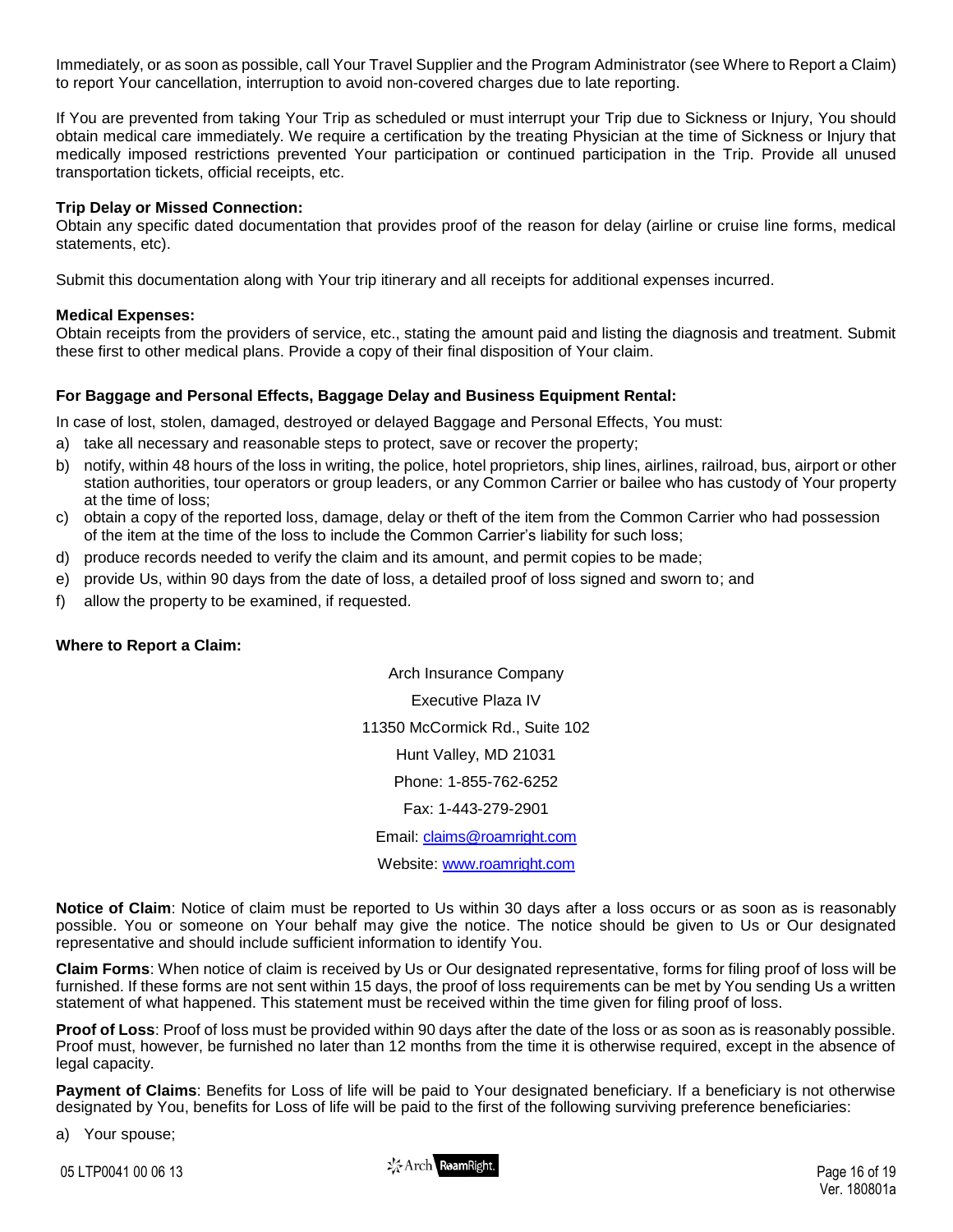Immediately, or as soon as possible, call Your Travel Supplier and the Program Administrator (see Where to Report a Claim) to report Your cancellation, interruption to avoid non-covered charges due to late reporting.

If You are prevented from taking Your Trip as scheduled or must interrupt your Trip due to Sickness or Injury, You should obtain medical care immediately. We require a certification by the treating Physician at the time of Sickness or Injury that medically imposed restrictions prevented Your participation or continued participation in the Trip. Provide all unused transportation tickets, official receipts, etc.

**Trip Delay or Missed Connection:**
Obtain any specific dated documentation that provides proof of the reason for delay (airline or cruise line forms, medical statements, etc).

Submit this documentation along with Your trip itinerary and all receipts for additional expenses incurred.

**Medical Expenses:**
Obtain receipts from the providers of service, etc., stating the amount paid and listing the diagnosis and treatment. Submit these first to other medical plans. Provide a copy of their final disposition of Your claim.

**For Baggage and Personal Effects, Baggage Delay and Business Equipment Rental:**

In case of lost, stolen, damaged, destroyed or delayed Baggage and Personal Effects, You must:

a) take all necessary and reasonable steps to protect, save or recover the property;
b) notify, within 48 hours of the loss in writing, the police, hotel proprietors, ship lines, airlines, railroad, bus, airport or other station authorities, tour operators or group leaders, or any Common Carrier or bailee who has custody of Your property at the time of loss;
c) obtain a copy of the reported loss, damage, delay or theft of the item from the Common Carrier who had possession of the item at the time of the loss to include the Common Carrier's liability for such loss;
d) produce records needed to verify the claim and its amount, and permit copies to be made;
e) provide Us, within 90 days from the date of loss, a detailed proof of loss signed and sworn to; and
f) allow the property to be examined, if requested.

**Where to Report a Claim:**

Arch Insurance Company

Executive Plaza IV

11350 McCormick Rd., Suite 102

Hunt Valley, MD 21031

Phone: 1-855-762-6252

Fax: 1-443-279-2901

Email: claims@roamright.com

Website: www.roamright.com

**Notice of Claim**: Notice of claim must be reported to Us within 30 days after a loss occurs or as soon as is reasonably possible. You or someone on Your behalf may give the notice. The notice should be given to Us or Our designated representative and should include sufficient information to identify You.

**Claim Forms**: When notice of claim is received by Us or Our designated representative, forms for filing proof of loss will be furnished. If these forms are not sent within 15 days, the proof of loss requirements can be met by You sending Us a written statement of what happened. This statement must be received within the time given for filing proof of loss.

**Proof of Loss**: Proof of loss must be provided within 90 days after the date of the loss or as soon as is reasonably possible. Proof must, however, be furnished no later than 12 months from the time it is otherwise required, except in the absence of legal capacity.

**Payment of Claims**: Benefits for Loss of life will be paid to Your designated beneficiary. If a beneficiary is not otherwise designated by You, benefits for Loss of life will be paid to the first of the following surviving preference beneficiaries:

a) Your spouse;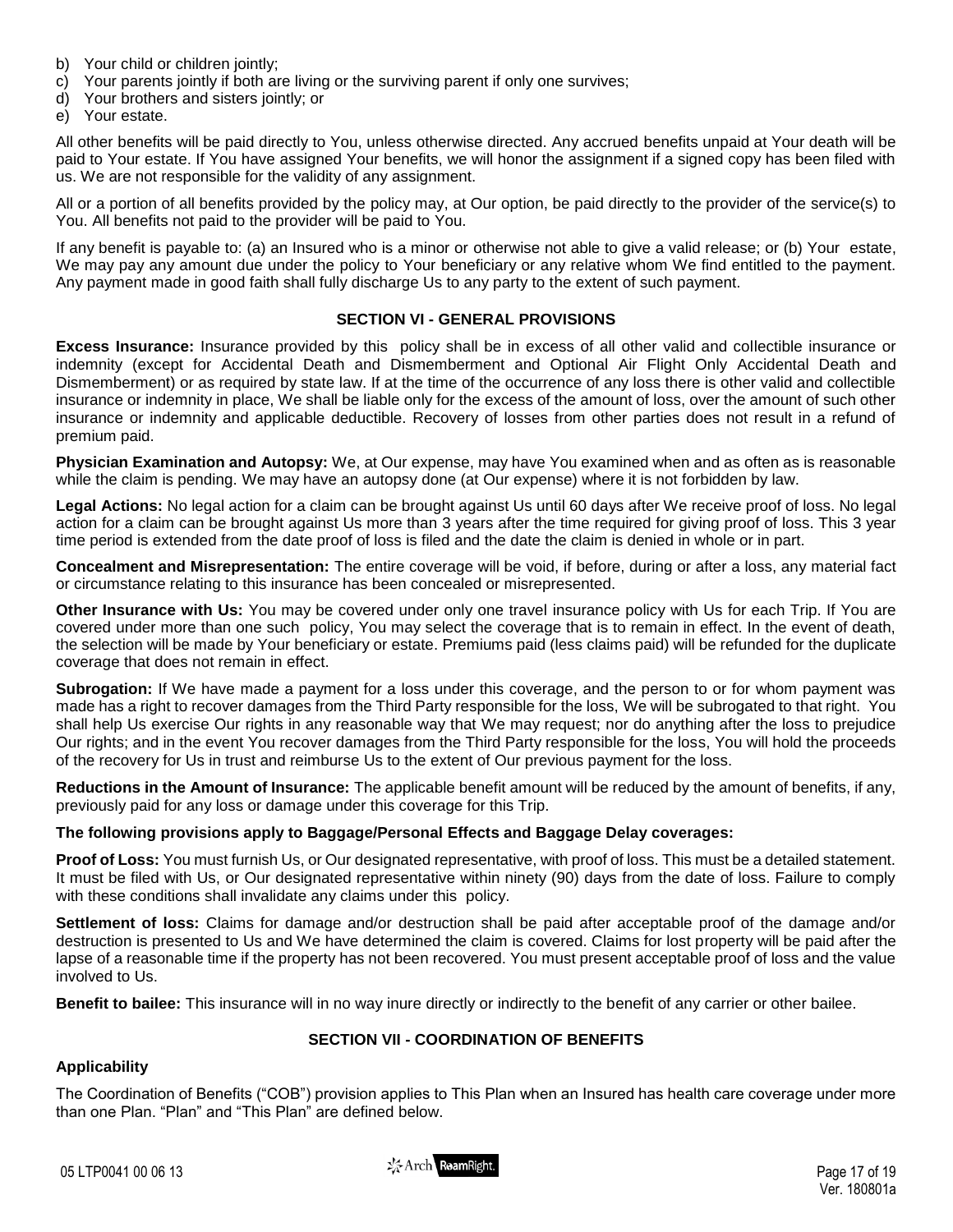b) Your child or children jointly;
c) Your parents jointly if both are living or the surviving parent if only one survives;
d) Your brothers and sisters jointly; or
e) Your estate.

All other benefits will be paid directly to You, unless otherwise directed. Any accrued benefits unpaid at Your death will be paid to Your estate. If You have assigned Your benefits, we will honor the assignment if a signed copy has been filed with us. We are not responsible for the validity of any assignment.

All or a portion of all benefits provided by the policy may, at Our option, be paid directly to the provider of the service(s) to You. All benefits not paid to the provider will be paid to You.

If any benefit is payable to: (a) an Insured who is a minor or otherwise not able to give a valid release; or (b) Your estate, We may pay any amount due under the policy to Your beneficiary or any relative whom We find entitled to the payment. Any payment made in good faith shall fully discharge Us to any party to the extent of such payment.

## SECTION VI - GENERAL PROVISIONS

**Excess Insurance:** Insurance provided by this policy shall be in excess of all other valid and collectible insurance or indemnity (except for Accidental Death and Dismemberment and Optional Air Flight Only Accidental Death and Dismemberment) or as required by state law. If at the time of the occurrence of any loss there is other valid and collectible insurance or indemnity in place, We shall be liable only for the excess of the amount of loss, over the amount of such other insurance or indemnity and applicable deductible. Recovery of losses from other parties does not result in a refund of premium paid.

**Physician Examination and Autopsy:** We, at Our expense, may have You examined when and as often as is reasonable while the claim is pending. We may have an autopsy done (at Our expense) where it is not forbidden by law.

**Legal Actions:** No legal action for a claim can be brought against Us until 60 days after We receive proof of loss. No legal action for a claim can be brought against Us more than 3 years after the time required for giving proof of loss. This 3 year time period is extended from the date proof of loss is filed and the date the claim is denied in whole or in part.

**Concealment and Misrepresentation:** The entire coverage will be void, if before, during or after a loss, any material fact or circumstance relating to this insurance has been concealed or misrepresented.

**Other Insurance with Us:** You may be covered under only one travel insurance policy with Us for each Trip. If You are covered under more than one such policy, You may select the coverage that is to remain in effect. In the event of death, the selection will be made by Your beneficiary or estate. Premiums paid (less claims paid) will be refunded for the duplicate coverage that does not remain in effect.

**Subrogation:** If We have made a payment for a loss under this coverage, and the person to or for whom payment was made has a right to recover damages from the Third Party responsible for the loss, We will be subrogated to that right. You shall help Us exercise Our rights in any reasonable way that We may request; nor do anything after the loss to prejudice Our rights; and in the event You recover damages from the Third Party responsible for the loss, You will hold the proceeds of the recovery for Us in trust and reimburse Us to the extent of Our previous payment for the loss.

**Reductions in the Amount of Insurance:** The applicable benefit amount will be reduced by the amount of benefits, if any, previously paid for any loss or damage under this coverage for this Trip.

**The following provisions apply to Baggage/Personal Effects and Baggage Delay coverages:**

**Proof of Loss:** You must furnish Us, or Our designated representative, with proof of loss. This must be a detailed statement. It must be filed with Us, or Our designated representative within ninety (90) days from the date of loss. Failure to comply with these conditions shall invalidate any claims under this policy.

**Settlement of loss:** Claims for damage and/or destruction shall be paid after acceptable proof of the damage and/or destruction is presented to Us and We have determined the claim is covered. Claims for lost property will be paid after the lapse of a reasonable time if the property has not been recovered. You must present acceptable proof of loss and the value involved to Us.

**Benefit to bailee:** This insurance will in no way inure directly or indirectly to the benefit of any carrier or other bailee.

## SECTION VII - COORDINATION OF BENEFITS

### Applicability

The Coordination of Benefits ("COB") provision applies to This Plan when an Insured has health care coverage under more than one Plan. "Plan" and "This Plan" are defined below.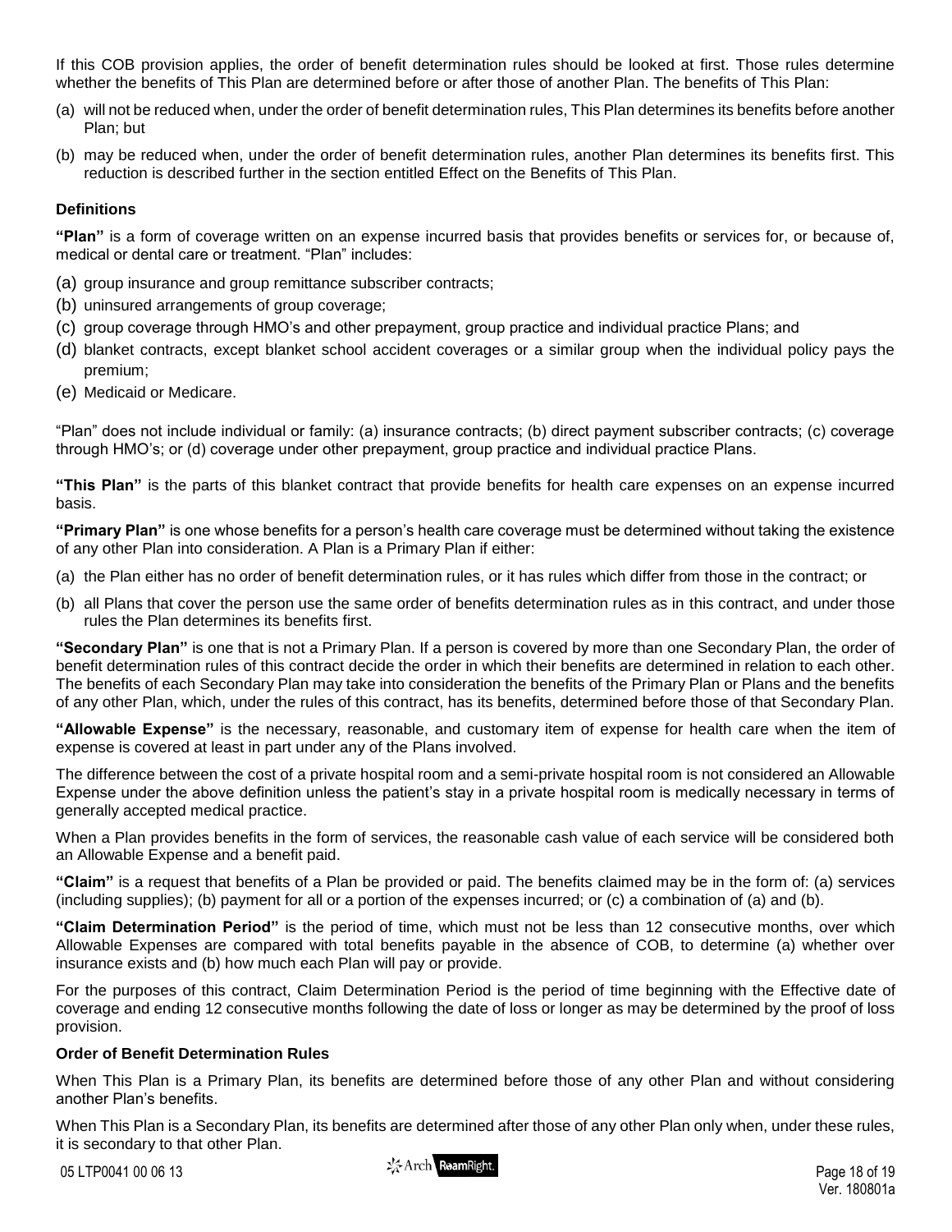If this COB provision applies, the order of benefit determination rules should be looked at first. Those rules determine whether the benefits of This Plan are determined before or after those of another Plan. The benefits of This Plan:

(a) will not be reduced when, under the order of benefit determination rules, This Plan determines its benefits before another Plan; but

(b) may be reduced when, under the order of benefit determination rules, another Plan determines its benefits first. This reduction is described further in the section entitled Effect on the Benefits of This Plan.

### Definitions

**"Plan"** is a form of coverage written on an expense incurred basis that provides benefits or services for, or because of, medical or dental care or treatment. "Plan" includes:

(a) group insurance and group remittance subscriber contracts;

(b) uninsured arrangements of group coverage;

(c) group coverage through HMO's and other prepayment, group practice and individual practice Plans; and

(d) blanket contracts, except blanket school accident coverages or a similar group when the individual policy pays the premium;

(e) Medicaid or Medicare.

"Plan" does not include individual or family: (a) insurance contracts; (b) direct payment subscriber contracts; (c) coverage through HMO's; or (d) coverage under other prepayment, group practice and individual practice Plans.

**"This Plan"** is the parts of this blanket contract that provide benefits for health care expenses on an expense incurred basis.

**"Primary Plan"** is one whose benefits for a person's health care coverage must be determined without taking the existence of any other Plan into consideration. A Plan is a Primary Plan if either:

(a) the Plan either has no order of benefit determination rules, or it has rules which differ from those in the contract; or

(b) all Plans that cover the person use the same order of benefits determination rules as in this contract, and under those rules the Plan determines its benefits first.

**"Secondary Plan"** is one that is not a Primary Plan. If a person is covered by more than one Secondary Plan, the order of benefit determination rules of this contract decide the order in which their benefits are determined in relation to each other. The benefits of each Secondary Plan may take into consideration the benefits of the Primary Plan or Plans and the benefits of any other Plan, which, under the rules of this contract, has its benefits, determined before those of that Secondary Plan.

**"Allowable Expense"** is the necessary, reasonable, and customary item of expense for health care when the item of expense is covered at least in part under any of the Plans involved.

The difference between the cost of a private hospital room and a semi-private hospital room is not considered an Allowable Expense under the above definition unless the patient's stay in a private hospital room is medically necessary in terms of generally accepted medical practice.

When a Plan provides benefits in the form of services, the reasonable cash value of each service will be considered both an Allowable Expense and a benefit paid.

**"Claim"** is a request that benefits of a Plan be provided or paid. The benefits claimed may be in the form of: (a) services (including supplies); (b) payment for all or a portion of the expenses incurred; or (c) a combination of (a) and (b).

**"Claim Determination Period"** is the period of time, which must not be less than 12 consecutive months, over which Allowable Expenses are compared with total benefits payable in the absence of COB, to determine (a) whether over insurance exists and (b) how much each Plan will pay or provide.

For the purposes of this contract, Claim Determination Period is the period of time beginning with the Effective date of coverage and ending 12 consecutive months following the date of loss or longer as may be determined by the proof of loss provision.

### Order of Benefit Determination Rules

When This Plan is a Primary Plan, its benefits are determined before those of any other Plan and without considering another Plan's benefits.

When This Plan is a Secondary Plan, its benefits are determined after those of any other Plan only when, under these rules, it is secondary to that other Plan.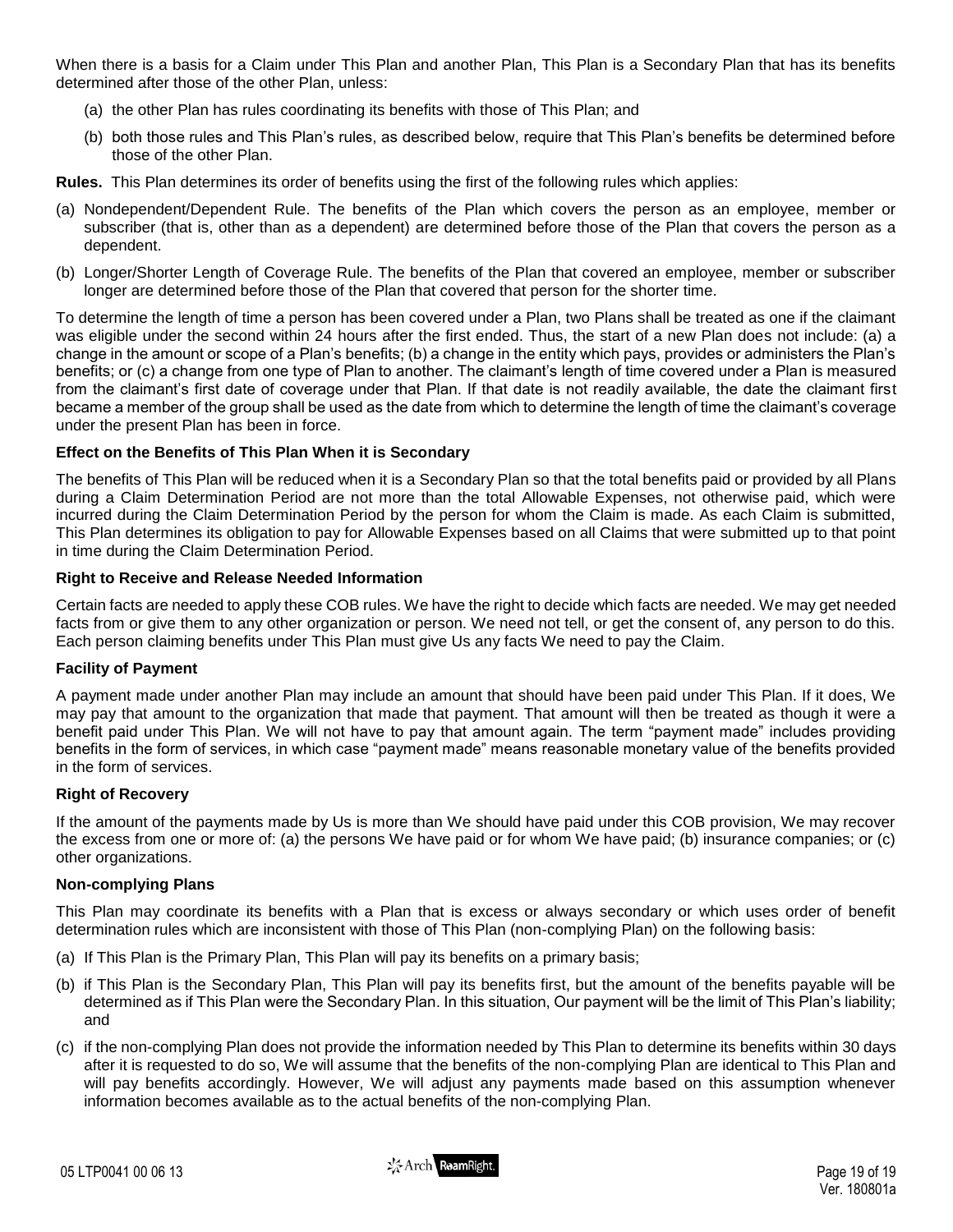When there is a basis for a Claim under This Plan and another Plan, This Plan is a Secondary Plan that has its benefits determined after those of the other Plan, unless:

(a) the other Plan has rules coordinating its benefits with those of This Plan; and

(b) both those rules and This Plan's rules, as described below, require that This Plan's benefits be determined before those of the other Plan.

**Rules.** This Plan determines its order of benefits using the first of the following rules which applies:

(a) Nondependent/Dependent Rule. The benefits of the Plan which covers the person as an employee, member or subscriber (that is, other than as a dependent) are determined before those of the Plan that covers the person as a dependent.

(b) Longer/Shorter Length of Coverage Rule. The benefits of the Plan that covered an employee, member or subscriber longer are determined before those of the Plan that covered that person for the shorter time.

To determine the length of time a person has been covered under a Plan, two Plans shall be treated as one if the claimant was eligible under the second within 24 hours after the first ended. Thus, the start of a new Plan does not include: (a) a change in the amount or scope of a Plan's benefits; (b) a change in the entity which pays, provides or administers the Plan's benefits; or (c) a change from one type of Plan to another. The claimant's length of time covered under a Plan is measured from the claimant's first date of coverage under that Plan. If that date is not readily available, the date the claimant first became a member of the group shall be used as the date from which to determine the length of time the claimant's coverage under the present Plan has been in force.

### Effect on the Benefits of This Plan When it is Secondary

The benefits of This Plan will be reduced when it is a Secondary Plan so that the total benefits paid or provided by all Plans during a Claim Determination Period are not more than the total Allowable Expenses, not otherwise paid, which were incurred during the Claim Determination Period by the person for whom the Claim is made. As each Claim is submitted, This Plan determines its obligation to pay for Allowable Expenses based on all Claims that were submitted up to that point in time during the Claim Determination Period.

### Right to Receive and Release Needed Information

Certain facts are needed to apply these COB rules. We have the right to decide which facts are needed. We may get needed facts from or give them to any other organization or person. We need not tell, or get the consent of, any person to do this. Each person claiming benefits under This Plan must give Us any facts We need to pay the Claim.

### Facility of Payment

A payment made under another Plan may include an amount that should have been paid under This Plan. If it does, We may pay that amount to the organization that made that payment. That amount will then be treated as though it were a benefit paid under This Plan. We will not have to pay that amount again. The term "payment made" includes providing benefits in the form of services, in which case "payment made" means reasonable monetary value of the benefits provided in the form of services.

### Right of Recovery

If the amount of the payments made by Us is more than We should have paid under this COB provision, We may recover the excess from one or more of: (a) the persons We have paid or for whom We have paid; (b) insurance companies; or (c) other organizations.

### Non-complying Plans

This Plan may coordinate its benefits with a Plan that is excess or always secondary or which uses order of benefit determination rules which are inconsistent with those of This Plan (non-complying Plan) on the following basis:

(a) If This Plan is the Primary Plan, This Plan will pay its benefits on a primary basis;

(b) if This Plan is the Secondary Plan, This Plan will pay its benefits first, but the amount of the benefits payable will be determined as if This Plan were the Secondary Plan. In this situation, Our payment will be the limit of This Plan's liability; and

(c) if the non-complying Plan does not provide the information needed by This Plan to determine its benefits within 30 days after it is requested to do so, We will assume that the benefits of the non-complying Plan are identical to This Plan and will pay benefits accordingly. However, We will adjust any payments made based on this assumption whenever information becomes available as to the actual benefits of the non-complying Plan.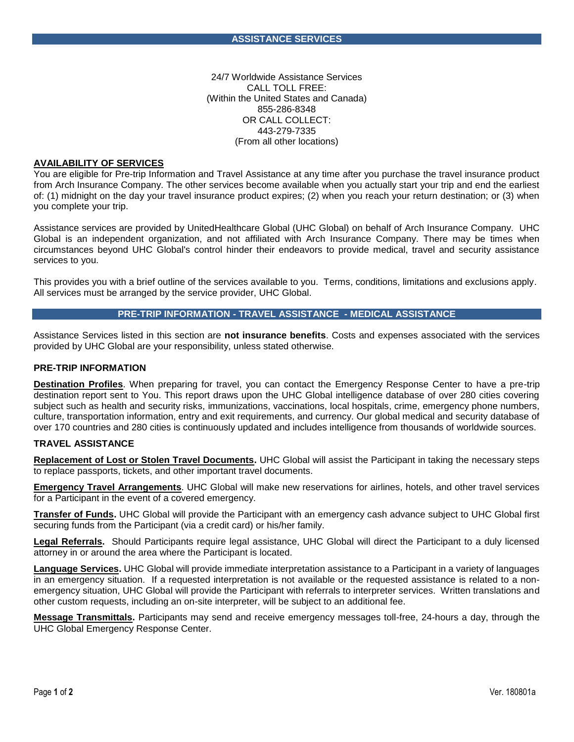## ASSISTANCE SERVICES

24/7 Worldwide Assistance Services
CALL TOLL FREE:
(Within the United States and Canada)
855-286-8348
OR CALL COLLECT:
443-279-7335
(From all other locations)

**AVAILABILITY OF SERVICES**

You are eligible for Pre-trip Information and Travel Assistance at any time after you purchase the travel insurance product from Arch Insurance Company. The other services become available when you actually start your trip and end the earliest of: (1) midnight on the day your travel insurance product expires; (2) when you reach your return destination; or (3) when you complete your trip.

Assistance services are provided by UnitedHealthcare Global (UHC Global) on behalf of Arch Insurance Company. UHC Global is an independent organization, and not affiliated with Arch Insurance Company. There may be times when circumstances beyond UHC Global's control hinder their endeavors to provide medical, travel and security assistance services to you.

This provides you with a brief outline of the services available to you. Terms, conditions, limitations and exclusions apply. All services must be arranged by the service provider, UHC Global.

## PRE-TRIP INFORMATION - TRAVEL ASSISTANCE - MEDICAL ASSISTANCE

Assistance Services listed in this section are **not insurance benefits**. Costs and expenses associated with the services provided by UHC Global are your responsibility, unless stated otherwise.

### PRE-TRIP INFORMATION

**Destination Profiles**. When preparing for travel, you can contact the Emergency Response Center to have a pre-trip destination report sent to You. This report draws upon the UHC Global intelligence database of over 280 cities covering subject such as health and security risks, immunizations, vaccinations, local hospitals, crime, emergency phone numbers, culture, transportation information, entry and exit requirements, and currency. Our global medical and security database of over 170 countries and 280 cities is continuously updated and includes intelligence from thousands of worldwide sources.

### TRAVEL ASSISTANCE

**Replacement of Lost or Stolen Travel Documents.** UHC Global will assist the Participant in taking the necessary steps to replace passports, tickets, and other important travel documents.

**Emergency Travel Arrangements**. UHC Global will make new reservations for airlines, hotels, and other travel services for a Participant in the event of a covered emergency.

**Transfer of Funds.** UHC Global will provide the Participant with an emergency cash advance subject to UHC Global first securing funds from the Participant (via a credit card) or his/her family.

**Legal Referrals.** Should Participants require legal assistance, UHC Global will direct the Participant to a duly licensed attorney in or around the area where the Participant is located.

**Language Services.** UHC Global will provide immediate interpretation assistance to a Participant in a variety of languages in an emergency situation. If a requested interpretation is not available or the requested assistance is related to a non-emergency situation, UHC Global will provide the Participant with referrals to interpreter services. Written translations and other custom requests, including an on-site interpreter, will be subject to an additional fee.

**Message Transmittals.** Participants may send and receive emergency messages toll-free, 24-hours a day, through the UHC Global Emergency Response Center.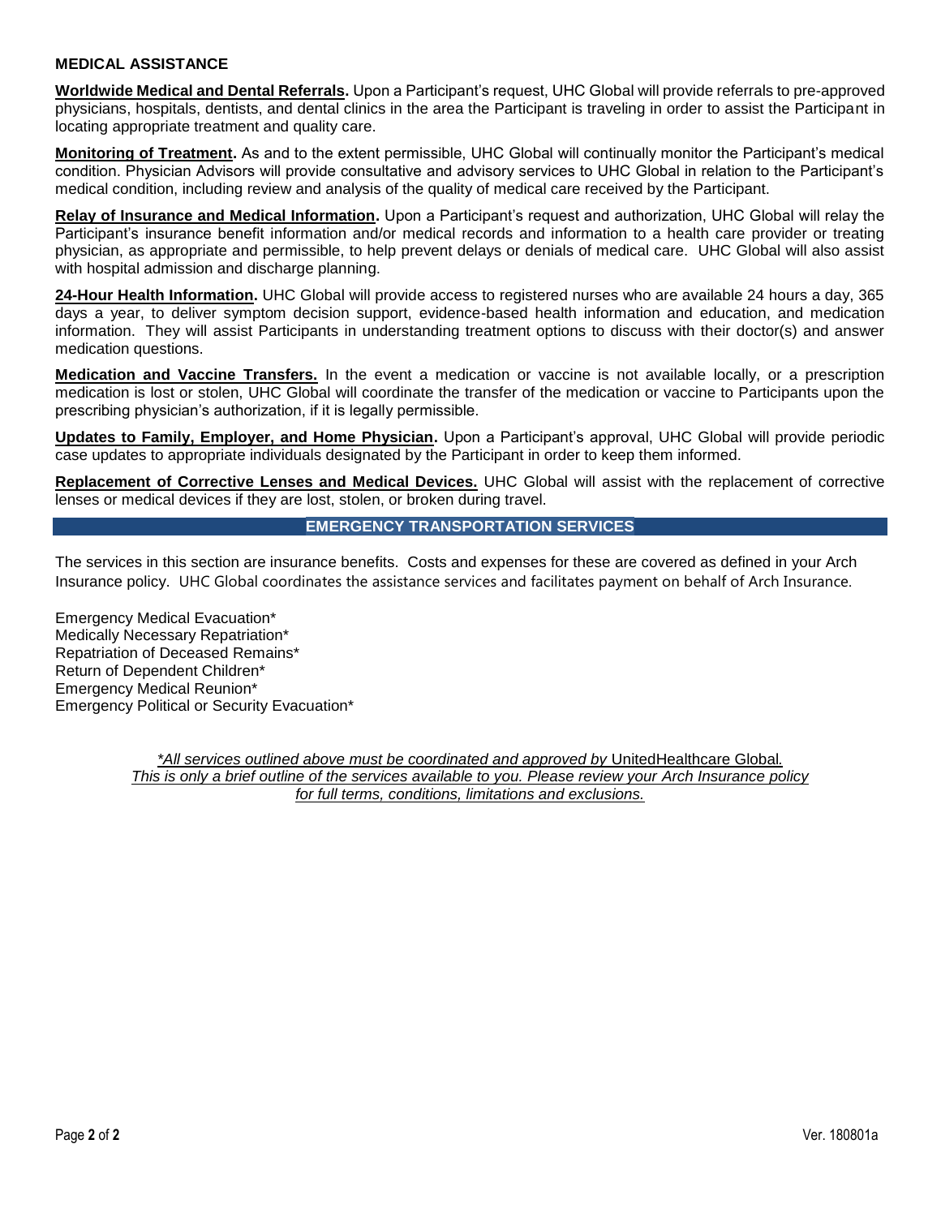## MEDICAL ASSISTANCE

**Worldwide Medical and Dental Referrals.** Upon a Participant's request, UHC Global will provide referrals to pre-approved physicians, hospitals, dentists, and dental clinics in the area the Participant is traveling in order to assist the Participant in locating appropriate treatment and quality care.

**Monitoring of Treatment.** As and to the extent permissible, UHC Global will continually monitor the Participant's medical condition. Physician Advisors will provide consultative and advisory services to UHC Global in relation to the Participant's medical condition, including review and analysis of the quality of medical care received by the Participant.

**Relay of Insurance and Medical Information.** Upon a Participant's request and authorization, UHC Global will relay the Participant's insurance benefit information and/or medical records and information to a health care provider or treating physician, as appropriate and permissible, to help prevent delays or denials of medical care. UHC Global will also assist with hospital admission and discharge planning.

**24-Hour Health Information.** UHC Global will provide access to registered nurses who are available 24 hours a day, 365 days a year, to deliver symptom decision support, evidence-based health information and education, and medication information. They will assist Participants in understanding treatment options to discuss with their doctor(s) and answer medication questions.

**Medication and Vaccine Transfers.** In the event a medication or vaccine is not available locally, or a prescription medication is lost or stolen, UHC Global will coordinate the transfer of the medication or vaccine to Participants upon the prescribing physician's authorization, if it is legally permissible.

**Updates to Family, Employer, and Home Physician.** Upon a Participant's approval, UHC Global will provide periodic case updates to appropriate individuals designated by the Participant in order to keep them informed.

**Replacement of Corrective Lenses and Medical Devices.** UHC Global will assist with the replacement of corrective lenses or medical devices if they are lost, stolen, or broken during travel.

## EMERGENCY TRANSPORTATION SERVICES

The services in this section are insurance benefits. Costs and expenses for these are covered as defined in your Arch Insurance policy. UHC Global coordinates the assistance services and facilitates payment on behalf of Arch Insurance.

Emergency Medical Evacuation*
Medically Necessary Repatriation*
Repatriation of Deceased Remains*
Return of Dependent Children*
Emergency Medical Reunion*
Emergency Political or Security Evacuation*

*\*All services outlined above must be coordinated and approved by* UnitedHealthcare Global*.*
*This is only a brief outline of the services available to you. Please review your Arch Insurance policy for full terms, conditions, limitations and exclusions.*

Ver. 180801a